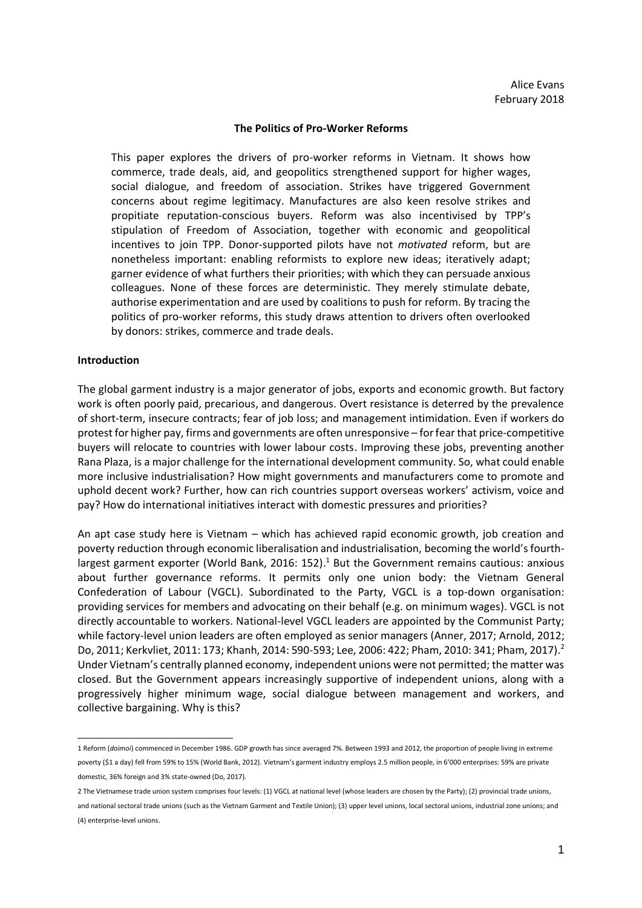Alice Evans
February 2018

**The Politics of Pro-Worker Reforms**

This paper explores the drivers of pro-worker reforms in Vietnam. It shows how commerce, trade deals, aid, and geopolitics strengthened support for higher wages, social dialogue, and freedom of association. Strikes have triggered Government concerns about regime legitimacy. Manufactures are also keen resolve strikes and propitiate reputation-conscious buyers. Reform was also incentivised by TPP's stipulation of Freedom of Association, together with economic and geopolitical incentives to join TPP. Donor-supported pilots have not *motivated* reform, but are nonetheless important: enabling reformists to explore new ideas; iteratively adapt; garner evidence of what furthers their priorities; with which they can persuade anxious colleagues. None of these forces are deterministic. They merely stimulate debate, authorise experimentation and are used by coalitions to push for reform. By tracing the politics of pro-worker reforms, this study draws attention to drivers often overlooked by donors: strikes, commerce and trade deals.

**Introduction**

The global garment industry is a major generator of jobs, exports and economic growth. But factory work is often poorly paid, precarious, and dangerous. Overt resistance is deterred by the prevalence of short-term, insecure contracts; fear of job loss; and management intimidation. Even if workers do protest for higher pay, firms and governments are often unresponsive – for fear that price-competitive buyers will relocate to countries with lower labour costs. Improving these jobs, preventing another Rana Plaza, is a major challenge for the international development community. So, what could enable more inclusive industrialisation? How might governments and manufacturers come to promote and uphold decent work? Further, how can rich countries support overseas workers' activism, voice and pay? How do international initiatives interact with domestic pressures and priorities?

An apt case study here is Vietnam – which has achieved rapid economic growth, job creation and poverty reduction through economic liberalisation and industrialisation, becoming the world's fourth-largest garment exporter (World Bank, 2016: 152).[1] But the Government remains cautious: anxious about further governance reforms. It permits only one union body: the Vietnam General Confederation of Labour (VGCL). Subordinated to the Party, VGCL is a top-down organisation: providing services for members and advocating on their behalf (e.g. on minimum wages). VGCL is not directly accountable to workers. National-level VGCL leaders are appointed by the Communist Party; while factory-level union leaders are often employed as senior managers (Anner, 2017; Arnold, 2012; Do, 2011; Kerkvliet, 2011: 173; Khanh, 2014: 590-593; Lee, 2006: 422; Pham, 2010: 341; Pham, 2017).[2] Under Vietnam's centrally planned economy, independent unions were not permitted; the matter was closed. But the Government appears increasingly supportive of independent unions, along with a progressively higher minimum wage, social dialogue between management and workers, and collective bargaining. Why is this?

---

1 Reform (*doimoi*) commenced in December 1986. GDP growth has since averaged 7%. Between 1993 and 2012, the proportion of people living in extreme poverty ($1 a day) fell from 59% to 15% (World Bank, 2012). Vietnam's garment industry employs 2.5 million people, in 6'000 enterprises: 59% are private domestic, 36% foreign and 3% state-owned (Do, 2017).

2 The Vietnamese trade union system comprises four levels: (1) VGCL at national level (whose leaders are chosen by the Party); (2) provincial trade unions, and national sectoral trade unions (such as the Vietnam Garment and Textile Union); (3) upper level unions, local sectoral unions, industrial zone unions; and (4) enterprise-level unions.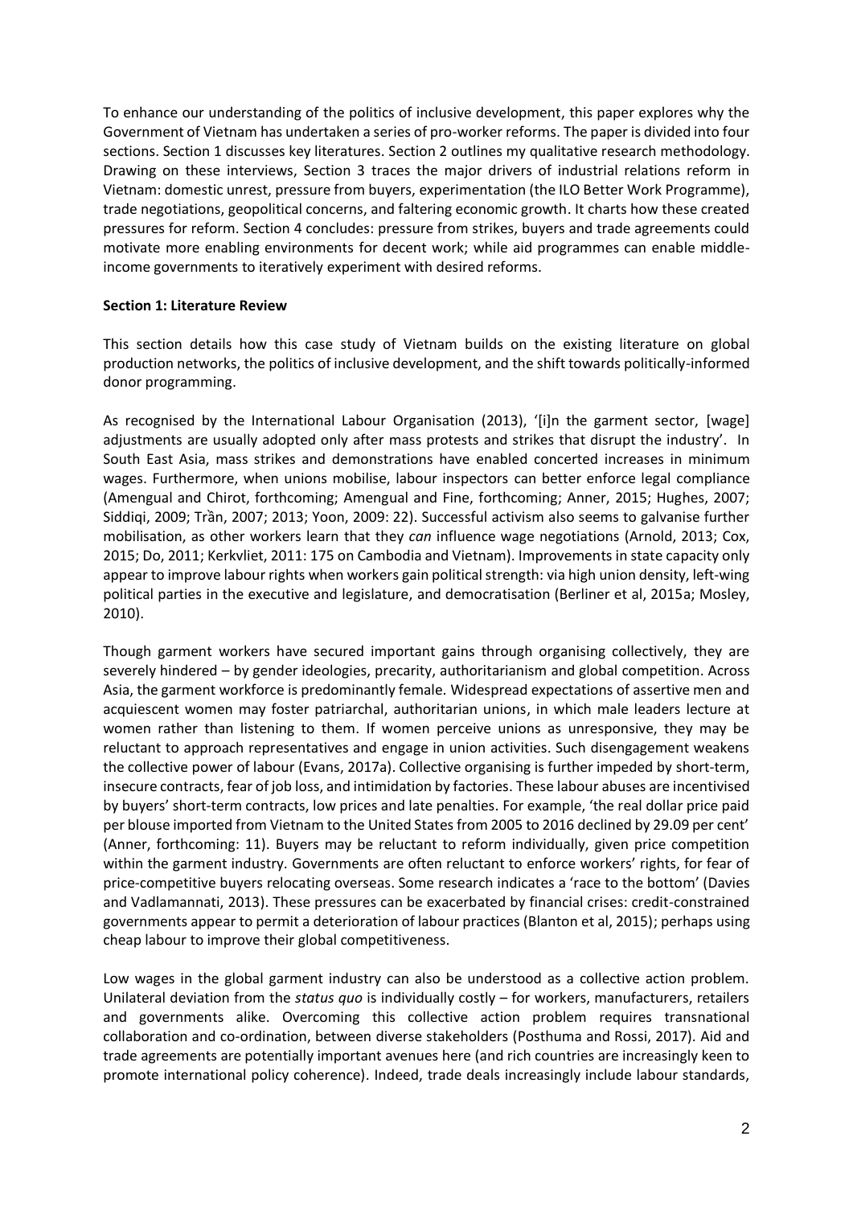To enhance our understanding of the politics of inclusive development, this paper explores why the Government of Vietnam has undertaken a series of pro-worker reforms. The paper is divided into four sections. Section 1 discusses key literatures. Section 2 outlines my qualitative research methodology. Drawing on these interviews, Section 3 traces the major drivers of industrial relations reform in Vietnam: domestic unrest, pressure from buyers, experimentation (the ILO Better Work Programme), trade negotiations, geopolitical concerns, and faltering economic growth. It charts how these created pressures for reform. Section 4 concludes: pressure from strikes, buyers and trade agreements could motivate more enabling environments for decent work; while aid programmes can enable middle-income governments to iteratively experiment with desired reforms.

**Section 1: Literature Review**

This section details how this case study of Vietnam builds on the existing literature on global production networks, the politics of inclusive development, and the shift towards politically-informed donor programming.

As recognised by the International Labour Organisation (2013), '[i]n the garment sector, [wage] adjustments are usually adopted only after mass protests and strikes that disrupt the industry'. In South East Asia, mass strikes and demonstrations have enabled concerted increases in minimum wages. Furthermore, when unions mobilise, labour inspectors can better enforce legal compliance (Amengual and Chirot, forthcoming; Amengual and Fine, forthcoming; Anner, 2015; Hughes, 2007; Siddiqi, 2009; Trần, 2007; 2013; Yoon, 2009: 22). Successful activism also seems to galvanise further mobilisation, as other workers learn that they *can* influence wage negotiations (Arnold, 2013; Cox, 2015; Do, 2011; Kerkvliet, 2011: 175 on Cambodia and Vietnam). Improvements in state capacity only appear to improve labour rights when workers gain political strength: via high union density, left-wing political parties in the executive and legislature, and democratisation (Berliner et al, 2015a; Mosley, 2010).

Though garment workers have secured important gains through organising collectively, they are severely hindered – by gender ideologies, precarity, authoritarianism and global competition. Across Asia, the garment workforce is predominantly female. Widespread expectations of assertive men and acquiescent women may foster patriarchal, authoritarian unions, in which male leaders lecture at women rather than listening to them. If women perceive unions as unresponsive, they may be reluctant to approach representatives and engage in union activities. Such disengagement weakens the collective power of labour (Evans, 2017a). Collective organising is further impeded by short-term, insecure contracts, fear of job loss, and intimidation by factories. These labour abuses are incentivised by buyers' short-term contracts, low prices and late penalties. For example, 'the real dollar price paid per blouse imported from Vietnam to the United States from 2005 to 2016 declined by 29.09 per cent' (Anner, forthcoming: 11). Buyers may be reluctant to reform individually, given price competition within the garment industry. Governments are often reluctant to enforce workers' rights, for fear of price-competitive buyers relocating overseas. Some research indicates a 'race to the bottom' (Davies and Vadlamannati, 2013). These pressures can be exacerbated by financial crises: credit-constrained governments appear to permit a deterioration of labour practices (Blanton et al, 2015); perhaps using cheap labour to improve their global competitiveness.

Low wages in the global garment industry can also be understood as a collective action problem. Unilateral deviation from the *status quo* is individually costly – for workers, manufacturers, retailers and governments alike. Overcoming this collective action problem requires transnational collaboration and co-ordination, between diverse stakeholders (Posthuma and Rossi, 2017). Aid and trade agreements are potentially important avenues here (and rich countries are increasingly keen to promote international policy coherence). Indeed, trade deals increasingly include labour standards,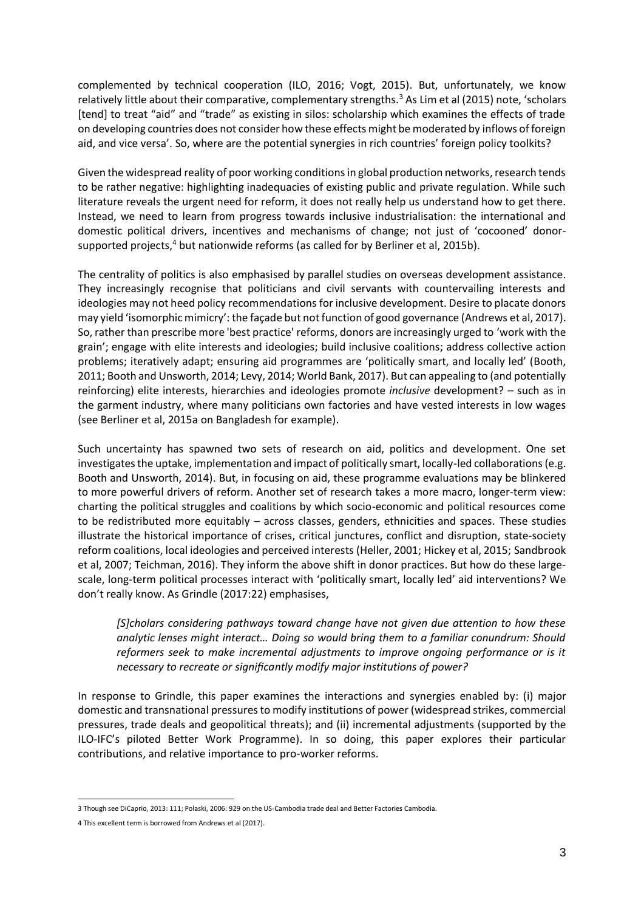complemented by technical cooperation (ILO, 2016; Vogt, 2015). But, unfortunately, we know relatively little about their comparative, complementary strengths.[3] As Lim et al (2015) note, 'scholars [tend] to treat "aid" and "trade" as existing in silos: scholarship which examines the effects of trade on developing countries does not consider how these effects might be moderated by inflows of foreign aid, and vice versa'. So, where are the potential synergies in rich countries' foreign policy toolkits?

Given the widespread reality of poor working conditions in global production networks, research tends to be rather negative: highlighting inadequacies of existing public and private regulation. While such literature reveals the urgent need for reform, it does not really help us understand how to get there. Instead, we need to learn from progress towards inclusive industrialisation: the international and domestic political drivers, incentives and mechanisms of change; not just of 'cocooned' donor-supported projects,[4] but nationwide reforms (as called for by Berliner et al, 2015b).

The centrality of politics is also emphasised by parallel studies on overseas development assistance. They increasingly recognise that politicians and civil servants with countervailing interests and ideologies may not heed policy recommendations for inclusive development. Desire to placate donors may yield 'isomorphic mimicry': the façade but not function of good governance (Andrews et al, 2017). So, rather than prescribe more 'best practice' reforms, donors are increasingly urged to 'work with the grain'; engage with elite interests and ideologies; build inclusive coalitions; address collective action problems; iteratively adapt; ensuring aid programmes are 'politically smart, and locally led' (Booth, 2011; Booth and Unsworth, 2014; Levy, 2014; World Bank, 2017). But can appealing to (and potentially reinforcing) elite interests, hierarchies and ideologies promote *inclusive* development? – such as in the garment industry, where many politicians own factories and have vested interests in low wages (see Berliner et al, 2015a on Bangladesh for example).

Such uncertainty has spawned two sets of research on aid, politics and development. One set investigates the uptake, implementation and impact of politically smart, locally-led collaborations (e.g. Booth and Unsworth, 2014). But, in focusing on aid, these programme evaluations may be blinkered to more powerful drivers of reform. Another set of research takes a more macro, longer-term view: charting the political struggles and coalitions by which socio-economic and political resources come to be redistributed more equitably – across classes, genders, ethnicities and spaces. These studies illustrate the historical importance of crises, critical junctures, conflict and disruption, state-society reform coalitions, local ideologies and perceived interests (Heller, 2001; Hickey et al, 2015; Sandbrook et al, 2007; Teichman, 2016). They inform the above shift in donor practices. But how do these large-scale, long-term political processes interact with 'politically smart, locally led' aid interventions? We don't really know. As Grindle (2017:22) emphasises,

> *[S]cholars considering pathways toward change have not given due attention to how these analytic lenses might interact… Doing so would bring them to a familiar conundrum: Should reformers seek to make incremental adjustments to improve ongoing performance or is it necessary to recreate or significantly modify major institutions of power?*

In response to Grindle, this paper examines the interactions and synergies enabled by: (i) major domestic and transnational pressures to modify institutions of power (widespread strikes, commercial pressures, trade deals and geopolitical threats); and (ii) incremental adjustments (supported by the ILO-IFC's piloted Better Work Programme). In so doing, this paper explores their particular contributions, and relative importance to pro-worker reforms.

---

3 Though see DiCaprio, 2013: 111; Polaski, 2006: 929 on the US-Cambodia trade deal and Better Factories Cambodia.

4 This excellent term is borrowed from Andrews et al (2017).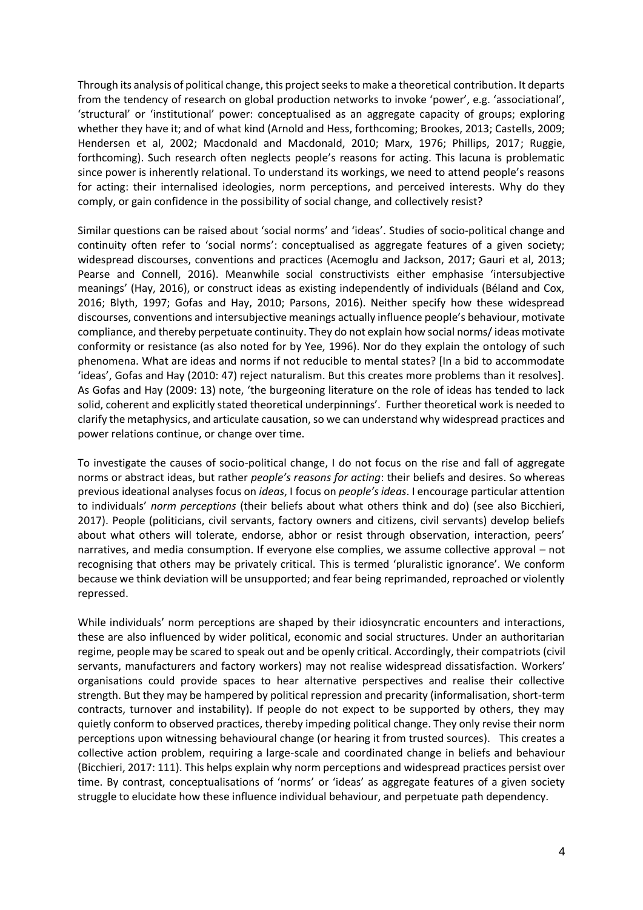Through its analysis of political change, this project seeks to make a theoretical contribution. It departs from the tendency of research on global production networks to invoke 'power', e.g. 'associational', 'structural' or 'institutional' power: conceptualised as an aggregate capacity of groups; exploring whether they have it; and of what kind (Arnold and Hess, forthcoming; Brookes, 2013; Castells, 2009; Hendersen et al, 2002; Macdonald and Macdonald, 2010; Marx, 1976; Phillips, 2017; Ruggie, forthcoming). Such research often neglects people's reasons for acting. This lacuna is problematic since power is inherently relational. To understand its workings, we need to attend people's reasons for acting: their internalised ideologies, norm perceptions, and perceived interests. Why do they comply, or gain confidence in the possibility of social change, and collectively resist?

Similar questions can be raised about 'social norms' and 'ideas'. Studies of socio-political change and continuity often refer to 'social norms': conceptualised as aggregate features of a given society; widespread discourses, conventions and practices (Acemoglu and Jackson, 2017; Gauri et al, 2013; Pearse and Connell, 2016). Meanwhile social constructivists either emphasise 'intersubjective meanings' (Hay, 2016), or construct ideas as existing independently of individuals (Béland and Cox, 2016; Blyth, 1997; Gofas and Hay, 2010; Parsons, 2016). Neither specify how these widespread discourses, conventions and intersubjective meanings actually influence people's behaviour, motivate compliance, and thereby perpetuate continuity. They do not explain how social norms/ ideas motivate conformity or resistance (as also noted for by Yee, 1996). Nor do they explain the ontology of such phenomena. What are ideas and norms if not reducible to mental states? [In a bid to accommodate 'ideas', Gofas and Hay (2010: 47) reject naturalism. But this creates more problems than it resolves]. As Gofas and Hay (2009: 13) note, 'the burgeoning literature on the role of ideas has tended to lack solid, coherent and explicitly stated theoretical underpinnings'. Further theoretical work is needed to clarify the metaphysics, and articulate causation, so we can understand why widespread practices and power relations continue, or change over time.

To investigate the causes of socio-political change, I do not focus on the rise and fall of aggregate norms or abstract ideas, but rather *people's reasons for acting*: their beliefs and desires. So whereas previous ideational analyses focus on *ideas*, I focus on *people's ideas*. I encourage particular attention to individuals' *norm perceptions* (their beliefs about what others think and do) (see also Bicchieri, 2017). People (politicians, civil servants, factory owners and citizens, civil servants) develop beliefs about what others will tolerate, endorse, abhor or resist through observation, interaction, peers' narratives, and media consumption. If everyone else complies, we assume collective approval – not recognising that others may be privately critical. This is termed 'pluralistic ignorance'. We conform because we think deviation will be unsupported; and fear being reprimanded, reproached or violently repressed.

While individuals' norm perceptions are shaped by their idiosyncratic encounters and interactions, these are also influenced by wider political, economic and social structures. Under an authoritarian regime, people may be scared to speak out and be openly critical. Accordingly, their compatriots (civil servants, manufacturers and factory workers) may not realise widespread dissatisfaction. Workers' organisations could provide spaces to hear alternative perspectives and realise their collective strength. But they may be hampered by political repression and precarity (informalisation, short-term contracts, turnover and instability). If people do not expect to be supported by others, they may quietly conform to observed practices, thereby impeding political change. They only revise their norm perceptions upon witnessing behavioural change (or hearing it from trusted sources). This creates a collective action problem, requiring a large-scale and coordinated change in beliefs and behaviour (Bicchieri, 2017: 111). This helps explain why norm perceptions and widespread practices persist over time. By contrast, conceptualisations of 'norms' or 'ideas' as aggregate features of a given society struggle to elucidate how these influence individual behaviour, and perpetuate path dependency.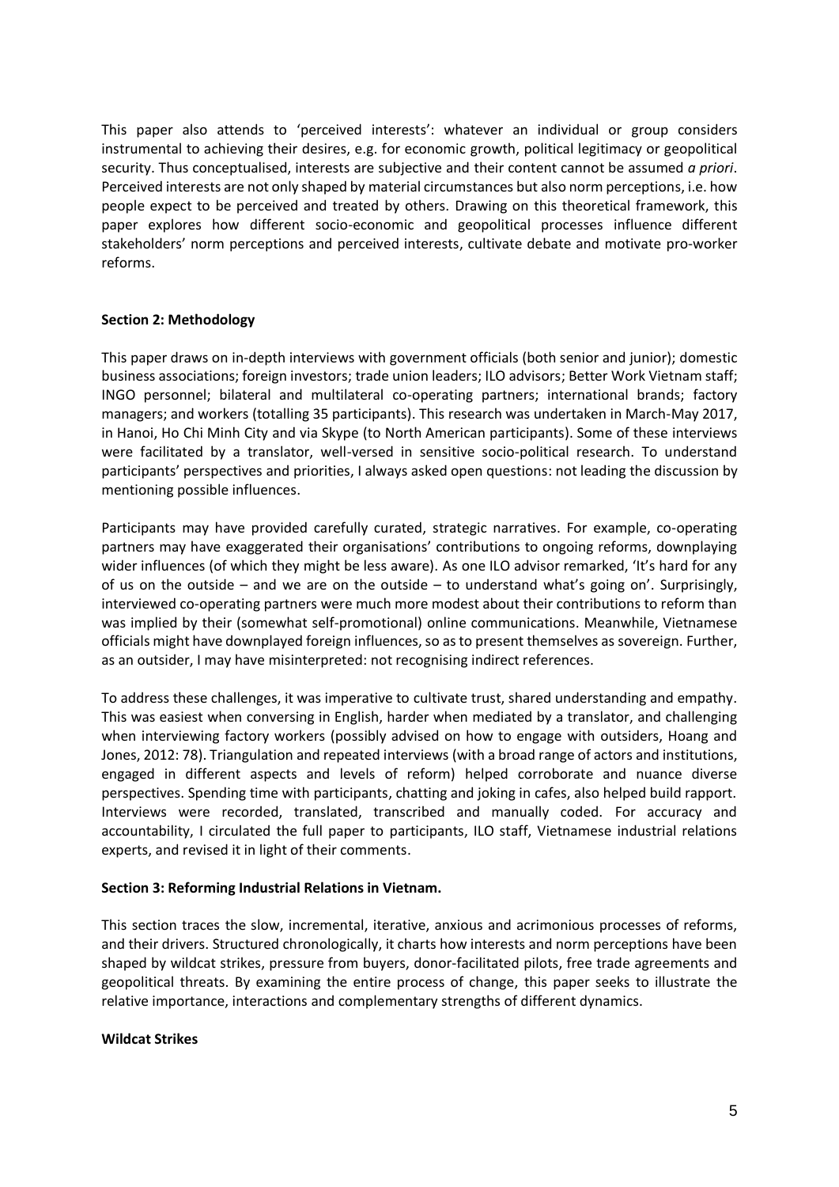This paper also attends to 'perceived interests': whatever an individual or group considers instrumental to achieving their desires, e.g. for economic growth, political legitimacy or geopolitical security. Thus conceptualised, interests are subjective and their content cannot be assumed *a priori*. Perceived interests are not only shaped by material circumstances but also norm perceptions, i.e. how people expect to be perceived and treated by others. Drawing on this theoretical framework, this paper explores how different socio-economic and geopolitical processes influence different stakeholders' norm perceptions and perceived interests, cultivate debate and motivate pro-worker reforms.

## Section 2: Methodology

This paper draws on in-depth interviews with government officials (both senior and junior); domestic business associations; foreign investors; trade union leaders; ILO advisors; Better Work Vietnam staff; INGO personnel; bilateral and multilateral co-operating partners; international brands; factory managers; and workers (totalling 35 participants). This research was undertaken in March-May 2017, in Hanoi, Ho Chi Minh City and via Skype (to North American participants). Some of these interviews were facilitated by a translator, well-versed in sensitive socio-political research. To understand participants' perspectives and priorities, I always asked open questions: not leading the discussion by mentioning possible influences.

Participants may have provided carefully curated, strategic narratives. For example, co-operating partners may have exaggerated their organisations' contributions to ongoing reforms, downplaying wider influences (of which they might be less aware). As one ILO advisor remarked, 'It's hard for any of us on the outside – and we are on the outside – to understand what's going on'. Surprisingly, interviewed co-operating partners were much more modest about their contributions to reform than was implied by their (somewhat self-promotional) online communications. Meanwhile, Vietnamese officials might have downplayed foreign influences, so as to present themselves as sovereign. Further, as an outsider, I may have misinterpreted: not recognising indirect references.

To address these challenges, it was imperative to cultivate trust, shared understanding and empathy. This was easiest when conversing in English, harder when mediated by a translator, and challenging when interviewing factory workers (possibly advised on how to engage with outsiders, Hoang and Jones, 2012: 78). Triangulation and repeated interviews (with a broad range of actors and institutions, engaged in different aspects and levels of reform) helped corroborate and nuance diverse perspectives. Spending time with participants, chatting and joking in cafes, also helped build rapport. Interviews were recorded, translated, transcribed and manually coded. For accuracy and accountability, I circulated the full paper to participants, ILO staff, Vietnamese industrial relations experts, and revised it in light of their comments.

## Section 3: Reforming Industrial Relations in Vietnam.

This section traces the slow, incremental, iterative, anxious and acrimonious processes of reforms, and their drivers. Structured chronologically, it charts how interests and norm perceptions have been shaped by wildcat strikes, pressure from buyers, donor-facilitated pilots, free trade agreements and geopolitical threats. By examining the entire process of change, this paper seeks to illustrate the relative importance, interactions and complementary strengths of different dynamics.

### Wildcat Strikes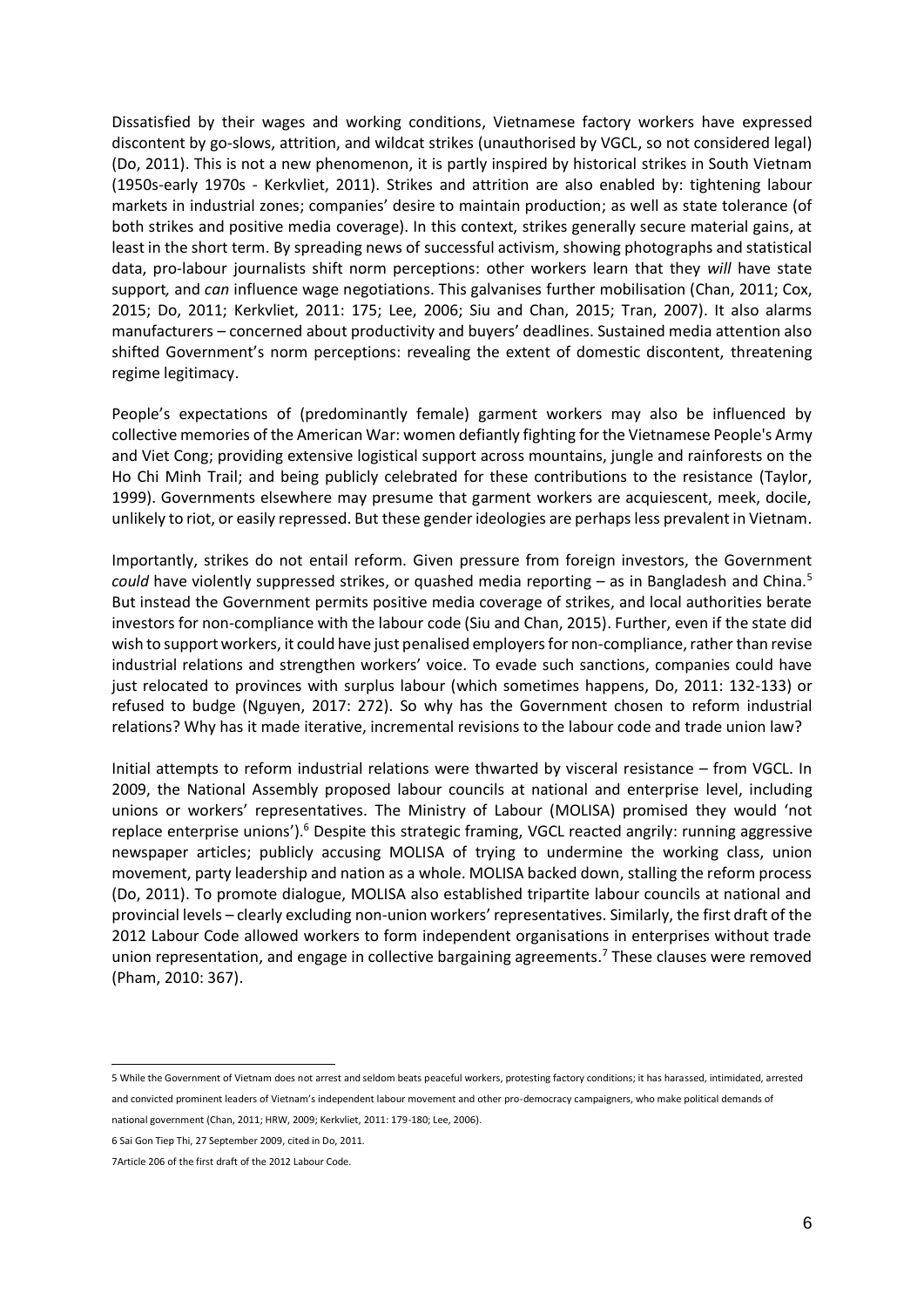Dissatisfied by their wages and working conditions, Vietnamese factory workers have expressed discontent by go-slows, attrition, and wildcat strikes (unauthorised by VGCL, so not considered legal) (Do, 2011). This is not a new phenomenon, it is partly inspired by historical strikes in South Vietnam (1950s-early 1970s - Kerkvliet, 2011). Strikes and attrition are also enabled by: tightening labour markets in industrial zones; companies' desire to maintain production; as well as state tolerance (of both strikes and positive media coverage). In this context, strikes generally secure material gains, at least in the short term. By spreading news of successful activism, showing photographs and statistical data, pro-labour journalists shift norm perceptions: other workers learn that they *will* have state support*,* and *can* influence wage negotiations. This galvanises further mobilisation (Chan, 2011; Cox, 2015; Do, 2011; Kerkvliet, 2011: 175; Lee, 2006; Siu and Chan, 2015; Tran, 2007). It also alarms manufacturers – concerned about productivity and buyers' deadlines. Sustained media attention also shifted Government's norm perceptions: revealing the extent of domestic discontent, threatening regime legitimacy.

People's expectations of (predominantly female) garment workers may also be influenced by collective memories of the American War: women defiantly fighting for the Vietnamese People's Army and Viet Cong; providing extensive logistical support across mountains, jungle and rainforests on the Ho Chi Minh Trail; and being publicly celebrated for these contributions to the resistance (Taylor, 1999). Governments elsewhere may presume that garment workers are acquiescent, meek, docile, unlikely to riot, or easily repressed. But these gender ideologies are perhaps less prevalent in Vietnam.

Importantly, strikes do not entail reform. Given pressure from foreign investors, the Government *could* have violently suppressed strikes, or quashed media reporting – as in Bangladesh and China.[5] But instead the Government permits positive media coverage of strikes, and local authorities berate investors for non-compliance with the labour code (Siu and Chan, 2015). Further, even if the state did wish to support workers, it could have just penalised employers for non-compliance, rather than revise industrial relations and strengthen workers' voice. To evade such sanctions, companies could have just relocated to provinces with surplus labour (which sometimes happens, Do, 2011: 132-133) or refused to budge (Nguyen, 2017: 272). So why has the Government chosen to reform industrial relations? Why has it made iterative, incremental revisions to the labour code and trade union law?

Initial attempts to reform industrial relations were thwarted by visceral resistance – from VGCL. In 2009, the National Assembly proposed labour councils at national and enterprise level, including unions or workers' representatives. The Ministry of Labour (MOLISA) promised they would 'not replace enterprise unions').[6] Despite this strategic framing, VGCL reacted angrily: running aggressive newspaper articles; publicly accusing MOLISA of trying to undermine the working class, union movement, party leadership and nation as a whole. MOLISA backed down, stalling the reform process (Do, 2011). To promote dialogue, MOLISA also established tripartite labour councils at national and provincial levels – clearly excluding non-union workers' representatives. Similarly, the first draft of the 2012 Labour Code allowed workers to form independent organisations in enterprises without trade union representation, and engage in collective bargaining agreements.[7] These clauses were removed (Pham, 2010: 367).

---

5 While the Government of Vietnam does not arrest and seldom beats peaceful workers, protesting factory conditions; it has harassed, intimidated, arrested and convicted prominent leaders of Vietnam's independent labour movement and other pro-democracy campaigners, who make political demands of national government (Chan, 2011; HRW, 2009; Kerkvliet, 2011: 179-180; Lee, 2006).

6 Sai Gon Tiep Thi, 27 September 2009, cited in Do, 2011.

7 Article 206 of the first draft of the 2012 Labour Code.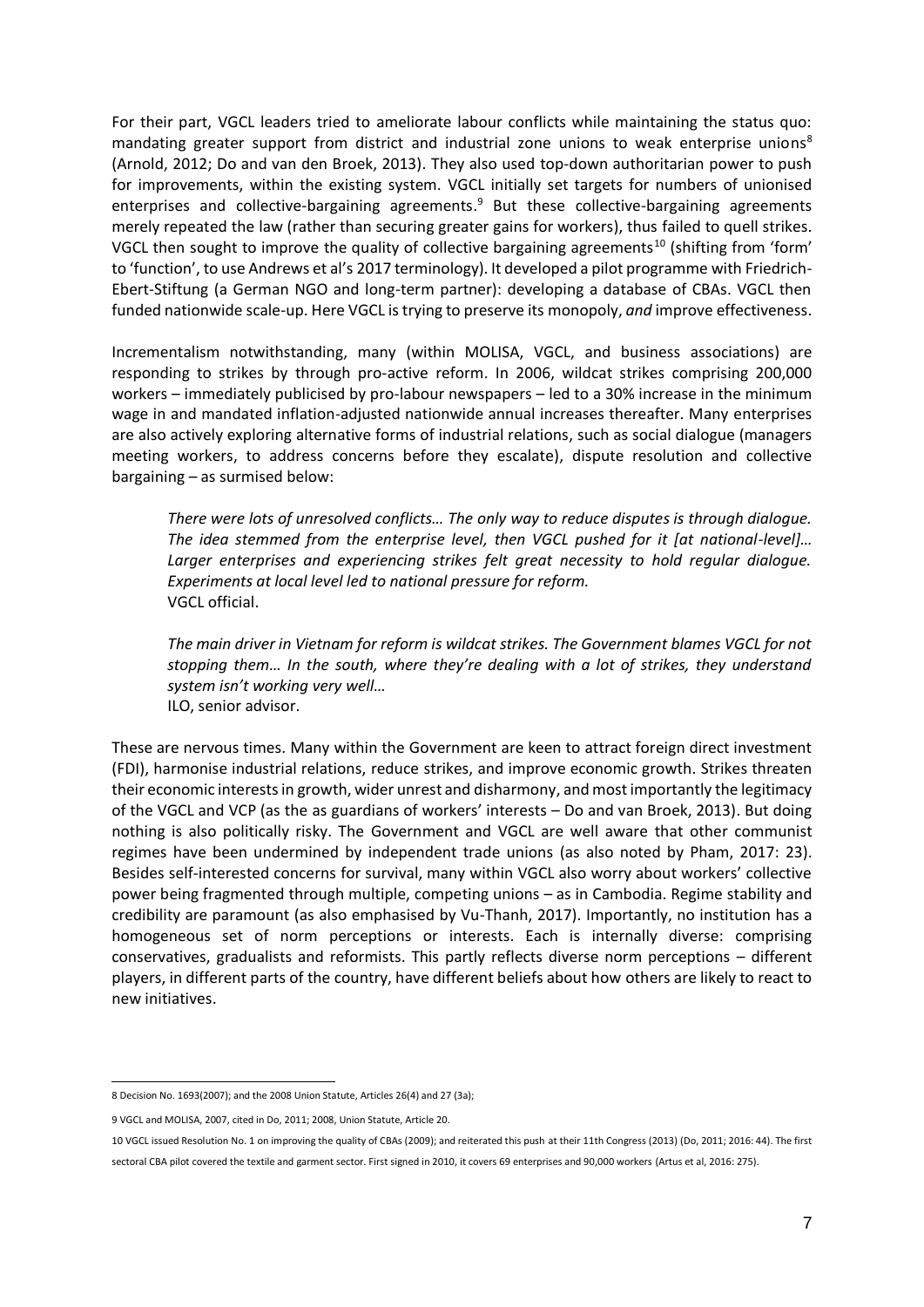For their part, VGCL leaders tried to ameliorate labour conflicts while maintaining the status quo: mandating greater support from district and industrial zone unions to weak enterprise unions[8] (Arnold, 2012; Do and van den Broek, 2013). They also used top-down authoritarian power to push for improvements, within the existing system. VGCL initially set targets for numbers of unionised enterprises and collective-bargaining agreements.[9] But these collective-bargaining agreements merely repeated the law (rather than securing greater gains for workers), thus failed to quell strikes. VGCL then sought to improve the quality of collective bargaining agreements[10] (shifting from 'form' to 'function', to use Andrews et al's 2017 terminology). It developed a pilot programme with Friedrich-Ebert-Stiftung (a German NGO and long-term partner): developing a database of CBAs. VGCL then funded nationwide scale-up. Here VGCL is trying to preserve its monopoly, *and* improve effectiveness.

Incrementalism notwithstanding, many (within MOLISA, VGCL, and business associations) are responding to strikes by through pro-active reform. In 2006, wildcat strikes comprising 200,000 workers – immediately publicised by pro-labour newspapers – led to a 30% increase in the minimum wage in and mandated inflation-adjusted nationwide annual increases thereafter. Many enterprises are also actively exploring alternative forms of industrial relations, such as social dialogue (managers meeting workers, to address concerns before they escalate), dispute resolution and collective bargaining – as surmised below:

> *There were lots of unresolved conflicts… The only way to reduce disputes is through dialogue. The idea stemmed from the enterprise level, then VGCL pushed for it [at national-level]… Larger enterprises and experiencing strikes felt great necessity to hold regular dialogue. Experiments at local level led to national pressure for reform.*
> VGCL official.

> *The main driver in Vietnam for reform is wildcat strikes. The Government blames VGCL for not stopping them… In the south, where they're dealing with a lot of strikes, they understand system isn't working very well…*
> ILO, senior advisor.

These are nervous times. Many within the Government are keen to attract foreign direct investment (FDI), harmonise industrial relations, reduce strikes, and improve economic growth. Strikes threaten their economic interests in growth, wider unrest and disharmony, and most importantly the legitimacy of the VGCL and VCP (as the as guardians of workers' interests – Do and van Broek, 2013). But doing nothing is also politically risky. The Government and VGCL are well aware that other communist regimes have been undermined by independent trade unions (as also noted by Pham, 2017: 23). Besides self-interested concerns for survival, many within VGCL also worry about workers' collective power being fragmented through multiple, competing unions – as in Cambodia. Regime stability and credibility are paramount (as also emphasised by Vu-Thanh, 2017). Importantly, no institution has a homogeneous set of norm perceptions or interests. Each is internally diverse: comprising conservatives, gradualists and reformists. This partly reflects diverse norm perceptions – different players, in different parts of the country, have different beliefs about how others are likely to react to new initiatives.

---

8 Decision No. 1693(2007); and the 2008 Union Statute, Articles 26(4) and 27 (3a);

9 VGCL and MOLISA, 2007, cited in Do, 2011; 2008, Union Statute, Article 20.

10 VGCL issued Resolution No. 1 on improving the quality of CBAs (2009); and reiterated this push at their 11th Congress (2013) (Do, 2011; 2016: 44). The first sectoral CBA pilot covered the textile and garment sector. First signed in 2010, it covers 69 enterprises and 90,000 workers (Artus et al, 2016: 275).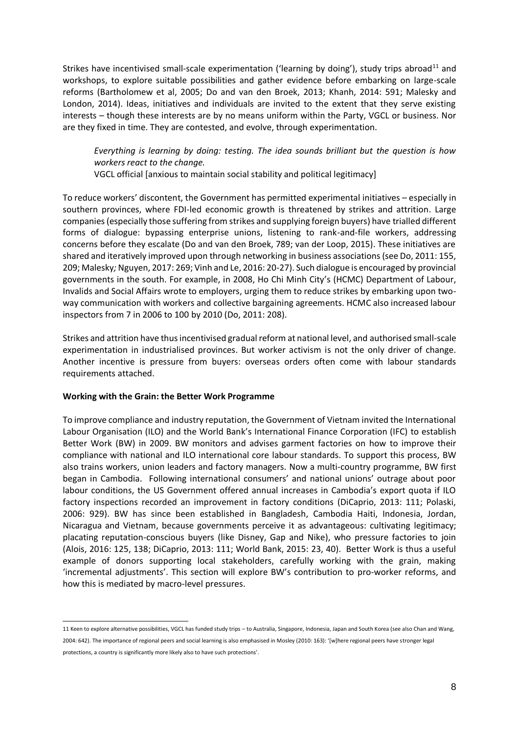Strikes have incentivised small-scale experimentation ('learning by doing'), study trips abroad[11] and workshops, to explore suitable possibilities and gather evidence before embarking on large-scale reforms (Bartholomew et al, 2005; Do and van den Broek, 2013; Khanh, 2014: 591; Malesky and London, 2014). Ideas, initiatives and individuals are invited to the extent that they serve existing interests – though these interests are by no means uniform within the Party, VGCL or business. Nor are they fixed in time. They are contested, and evolve, through experimentation.

> *Everything is learning by doing: testing. The idea sounds brilliant but the question is how workers react to the change.*
> VGCL official [anxious to maintain social stability and political legitimacy]

To reduce workers' discontent, the Government has permitted experimental initiatives – especially in southern provinces, where FDI-led economic growth is threatened by strikes and attrition. Large companies (especially those suffering from strikes and supplying foreign buyers) have trialled different forms of dialogue: bypassing enterprise unions, listening to rank-and-file workers, addressing concerns before they escalate (Do and van den Broek, 789; van der Loop, 2015). These initiatives are shared and iteratively improved upon through networking in business associations (see Do, 2011: 155, 209; Malesky*;* Nguyen, 2017: 269; Vinh and Le, 2016: 20-27). Such dialogue is encouraged by provincial governments in the south. For example, in 2008, Ho Chi Minh City's (HCMC) Department of Labour, Invalids and Social Affairs wrote to employers, urging them to reduce strikes by embarking upon two-way communication with workers and collective bargaining agreements. HCMC also increased labour inspectors from 7 in 2006 to 100 by 2010 (Do, 2011: 208).

Strikes and attrition have thus incentivised gradual reform at national level, and authorised small-scale experimentation in industrialised provinces. But worker activism is not the only driver of change. Another incentive is pressure from buyers: overseas orders often come with labour standards requirements attached.

**Working with the Grain: the Better Work Programme**

To improve compliance and industry reputation, the Government of Vietnam invited the International Labour Organisation (ILO) and the World Bank's International Finance Corporation (IFC) to establish Better Work (BW) in 2009. BW monitors and advises garment factories on how to improve their compliance with national and ILO international core labour standards. To support this process, BW also trains workers, union leaders and factory managers. Now a multi-country programme, BW first began in Cambodia. Following international consumers' and national unions' outrage about poor labour conditions, the US Government offered annual increases in Cambodia's export quota if ILO factory inspections recorded an improvement in factory conditions (DiCaprio, 2013: 111; Polaski, 2006: 929). BW has since been established in Bangladesh, Cambodia Haiti, Indonesia, Jordan, Nicaragua and Vietnam, because governments perceive it as advantageous: cultivating legitimacy; placating reputation-conscious buyers (like Disney, Gap and Nike), who pressure factories to join (Alois, 2016: 125, 138; DiCaprio, 2013: 111; World Bank, 2015: 23, 40). Better Work is thus a useful example of donors supporting local stakeholders, carefully working with the grain, making 'incremental adjustments'. This section will explore BW's contribution to pro-worker reforms, and how this is mediated by macro-level pressures.

---

11 Keen to explore alternative possibilities, VGCL has funded study trips – to Australia, Singapore, Indonesia, Japan and South Korea (see also Chan and Wang, 2004: 642). The importance of regional peers and social learning is also emphasised in Mosley (2010: 163): '[w]here regional peers have stronger legal protections, a country is significantly more likely also to have such protections'.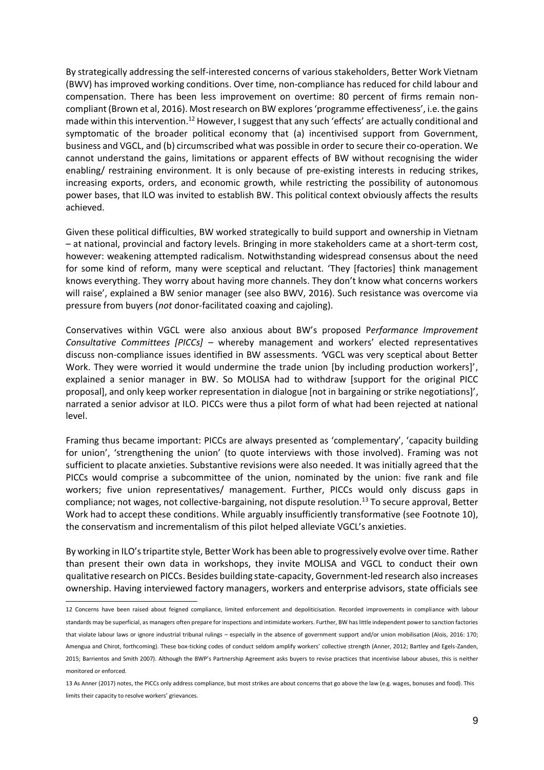By strategically addressing the self-interested concerns of various stakeholders, Better Work Vietnam (BWV) has improved working conditions. Over time, non-compliance has reduced for child labour and compensation. There has been less improvement on overtime: 80 percent of firms remain non-compliant (Brown et al, 2016). Most research on BW explores 'programme effectiveness', i.e. the gains made within this intervention.[12] However, I suggest that any such 'effects' are actually conditional and symptomatic of the broader political economy that (a) incentivised support from Government, business and VGCL, and (b) circumscribed what was possible in order to secure their co-operation. We cannot understand the gains, limitations or apparent effects of BW without recognising the wider enabling/ restraining environment. It is only because of pre-existing interests in reducing strikes, increasing exports, orders, and economic growth, while restricting the possibility of autonomous power bases, that ILO was invited to establish BW. This political context obviously affects the results achieved.

Given these political difficulties, BW worked strategically to build support and ownership in Vietnam – at national, provincial and factory levels. Bringing in more stakeholders came at a short-term cost, however: weakening attempted radicalism. Notwithstanding widespread consensus about the need for some kind of reform, many were sceptical and reluctant. 'They [factories] think management knows everything. They worry about having more channels. They don't know what concerns workers will raise', explained a BW senior manager (see also BWV, 2016). Such resistance was overcome via pressure from buyers (*not* donor-facilitated coaxing and cajoling).

Conservatives within VGCL were also anxious about BW's proposed P*erformance Improvement Consultative Committees [PICCs]* – whereby management and workers' elected representatives discuss non-compliance issues identified in BW assessments. *'*VGCL was very sceptical about Better Work. They were worried it would undermine the trade union [by including production workers]', explained a senior manager in BW. So MOLISA had to withdraw [support for the original PICC proposal], and only keep worker representation in dialogue [not in bargaining or strike negotiations]', narrated a senior advisor at ILO. PICCs were thus a pilot form of what had been rejected at national level.

Framing thus became important: PICCs are always presented as 'complementary', 'capacity building for union', 'strengthening the union' (to quote interviews with those involved). Framing was not sufficient to placate anxieties. Substantive revisions were also needed. It was initially agreed that the PICCs would comprise a subcommittee of the union, nominated by the union: five rank and file workers; five union representatives/ management. Further, PICCs would only discuss gaps in compliance; not wages, not collective-bargaining, not dispute resolution.[13] To secure approval, Better Work had to accept these conditions. While arguably insufficiently transformative (see Footnote 10), the conservatism and incrementalism of this pilot helped alleviate VGCL's anxieties.

By working in ILO's tripartite style, Better Work has been able to progressively evolve over time. Rather than present their own data in workshops, they invite MOLISA and VGCL to conduct their own qualitative research on PICCs. Besides building state-capacity, Government-led research also increases ownership. Having interviewed factory managers, workers and enterprise advisors, state officials see

---

12 Concerns have been raised about feigned compliance, limited enforcement and depoliticisation. Recorded improvements in compliance with labour standards may be superficial, as managers often prepare for inspections and intimidate workers. Further, BW has little independent power to sanction factories that violate labour laws or ignore industrial tribunal rulings – especially in the absence of government support and/or union mobilisation (Alois, 2016: 170; Amengua and Chirot, forthcoming). These box-ticking codes of conduct seldom amplify workers' collective strength (Anner, 2012; Bartley and Egels-Zanden, 2015; Barrientos and Smith 2007). Although the BWP's Partnership Agreement asks buyers to revise practices that incentivise labour abuses, this is neither monitored or enforced.

13 As Anner (2017) notes, the PICCs only address compliance, but most strikes are about concerns that go above the law (e.g. wages, bonuses and food). This limits their capacity to resolve workers' grievances.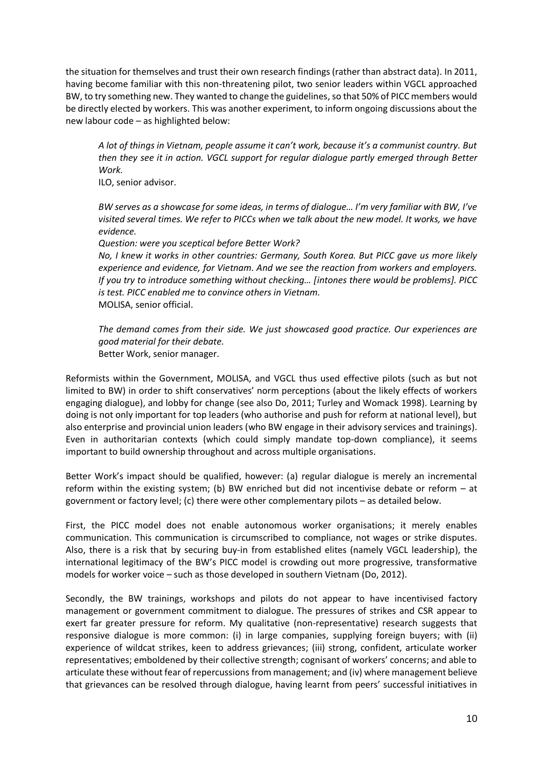the situation for themselves and trust their own research findings (rather than abstract data). In 2011, having become familiar with this non-threatening pilot, two senior leaders within VGCL approached BW, to try something new. They wanted to change the guidelines, so that 50% of PICC members would be directly elected by workers. This was another experiment, to inform ongoing discussions about the new labour code – as highlighted below:

> *A lot of things in Vietnam, people assume it can't work, because it's a communist country. But then they see it in action. VGCL support for regular dialogue partly emerged through Better Work.*
> ILO, senior advisor.

> *BW serves as a showcase for some ideas, in terms of dialogue… I'm very familiar with BW, I've visited several times. We refer to PICCs when we talk about the new model. It works, we have evidence.*
> *Question: were you sceptical before Better Work?*
> *No, I knew it works in other countries: Germany, South Korea. But PICC gave us more likely experience and evidence, for Vietnam. And we see the reaction from workers and employers. If you try to introduce something without checking… [intones there would be problems]. PICC is test. PICC enabled me to convince others in Vietnam.*
> MOLISA, senior official.

> *The demand comes from their side. We just showcased good practice. Our experiences are good material for their debate.*
> Better Work, senior manager.

Reformists within the Government, MOLISA, and VGCL thus used effective pilots (such as but not limited to BW) in order to shift conservatives' norm perceptions (about the likely effects of workers engaging dialogue), and lobby for change (see also Do, 2011; Turley and Womack 1998). Learning by doing is not only important for top leaders (who authorise and push for reform at national level), but also enterprise and provincial union leaders (who BW engage in their advisory services and trainings). Even in authoritarian contexts (which could simply mandate top-down compliance), it seems important to build ownership throughout and across multiple organisations.

Better Work's impact should be qualified, however: (a) regular dialogue is merely an incremental reform within the existing system; (b) BW enriched but did not incentivise debate or reform – at government or factory level; (c) there were other complementary pilots – as detailed below.

First, the PICC model does not enable autonomous worker organisations; it merely enables communication. This communication is circumscribed to compliance, not wages or strike disputes. Also, there is a risk that by securing buy-in from established elites (namely VGCL leadership), the international legitimacy of the BW's PICC model is crowding out more progressive, transformative models for worker voice – such as those developed in southern Vietnam (Do, 2012).

Secondly, the BW trainings, workshops and pilots do not appear to have incentivised factory management or government commitment to dialogue. The pressures of strikes and CSR appear to exert far greater pressure for reform. My qualitative (non-representative) research suggests that responsive dialogue is more common: (i) in large companies, supplying foreign buyers; with (ii) experience of wildcat strikes, keen to address grievances; (iii) strong, confident, articulate worker representatives; emboldened by their collective strength; cognisant of workers' concerns; and able to articulate these without fear of repercussions from management; and (iv) where management believe that grievances can be resolved through dialogue, having learnt from peers' successful initiatives in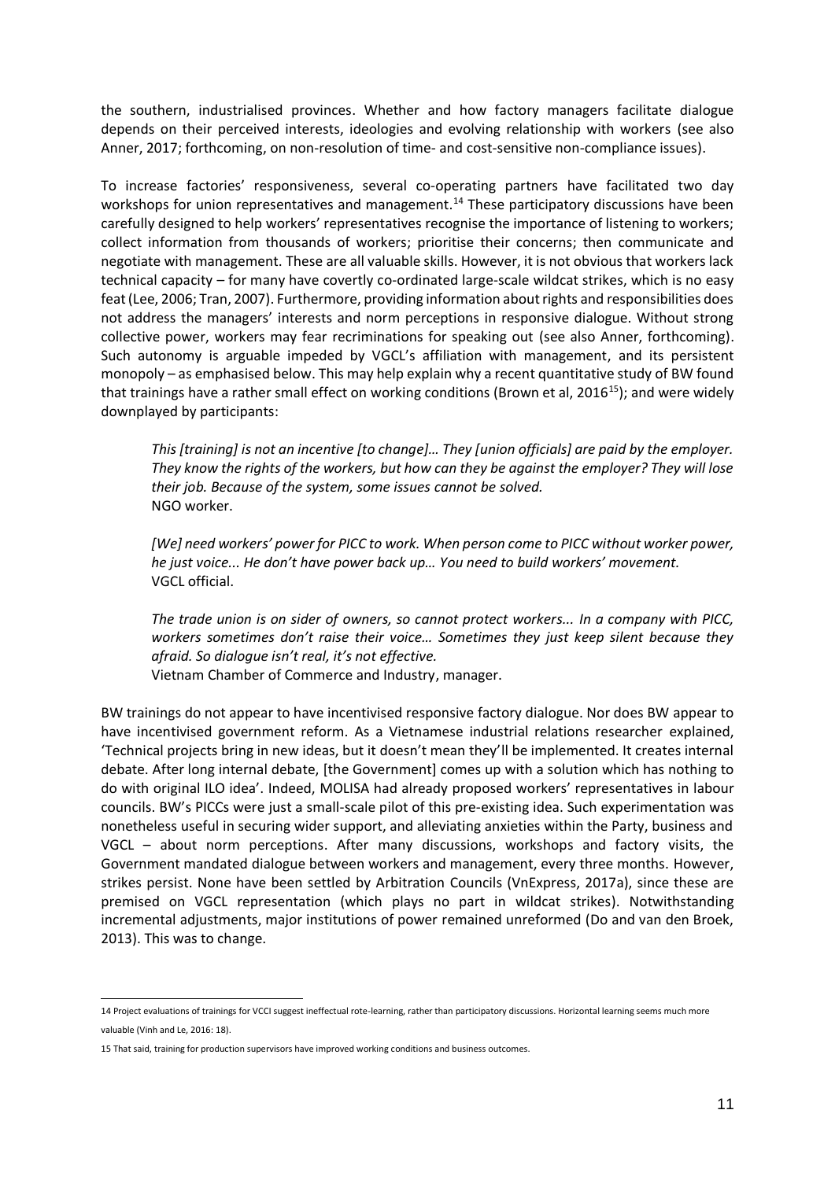the southern, industrialised provinces. Whether and how factory managers facilitate dialogue depends on their perceived interests, ideologies and evolving relationship with workers (see also Anner, 2017; forthcoming, on non-resolution of time- and cost-sensitive non-compliance issues).

To increase factories' responsiveness, several co-operating partners have facilitated two day workshops for union representatives and management.[14] These participatory discussions have been carefully designed to help workers' representatives recognise the importance of listening to workers; collect information from thousands of workers; prioritise their concerns; then communicate and negotiate with management. These are all valuable skills. However, it is not obvious that workers lack technical capacity – for many have covertly co-ordinated large-scale wildcat strikes, which is no easy feat (Lee, 2006; Tran, 2007). Furthermore, providing information about rights and responsibilities does not address the managers' interests and norm perceptions in responsive dialogue. Without strong collective power, workers may fear recriminations for speaking out (see also Anner, forthcoming). Such autonomy is arguable impeded by VGCL's affiliation with management, and its persistent monopoly – as emphasised below. This may help explain why a recent quantitative study of BW found that trainings have a rather small effect on working conditions (Brown et al, 2016[15]); and were widely downplayed by participants:

> *This [training] is not an incentive [to change]… They [union officials] are paid by the employer. They know the rights of the workers, but how can they be against the employer? They will lose their job. Because of the system, some issues cannot be solved.*
> NGO worker.

> *[We] need workers' power for PICC to work. When person come to PICC without worker power, he just voice... He don't have power back up… You need to build workers' movement.*
> VGCL official.

> *The trade union is on sider of owners, so cannot protect workers... In a company with PICC, workers sometimes don't raise their voice… Sometimes they just keep silent because they afraid. So dialogue isn't real, it's not effective.*
> Vietnam Chamber of Commerce and Industry, manager.

BW trainings do not appear to have incentivised responsive factory dialogue. Nor does BW appear to have incentivised government reform. As a Vietnamese industrial relations researcher explained, 'Technical projects bring in new ideas, but it doesn't mean they'll be implemented. It creates internal debate. After long internal debate, [the Government] comes up with a solution which has nothing to do with original ILO idea'. Indeed, MOLISA had already proposed workers' representatives in labour councils. BW's PICCs were just a small-scale pilot of this pre-existing idea. Such experimentation was nonetheless useful in securing wider support, and alleviating anxieties within the Party, business and VGCL – about norm perceptions. After many discussions, workshops and factory visits, the Government mandated dialogue between workers and management, every three months. However, strikes persist. None have been settled by Arbitration Councils (VnExpress, 2017a), since these are premised on VGCL representation (which plays no part in wildcat strikes). Notwithstanding incremental adjustments, major institutions of power remained unreformed (Do and van den Broek, 2013). This was to change.

---

14 Project evaluations of trainings for VCCI suggest ineffectual rote-learning, rather than participatory discussions. Horizontal learning seems much more valuable (Vinh and Le, 2016: 18).

15 That said, training for production supervisors have improved working conditions and business outcomes.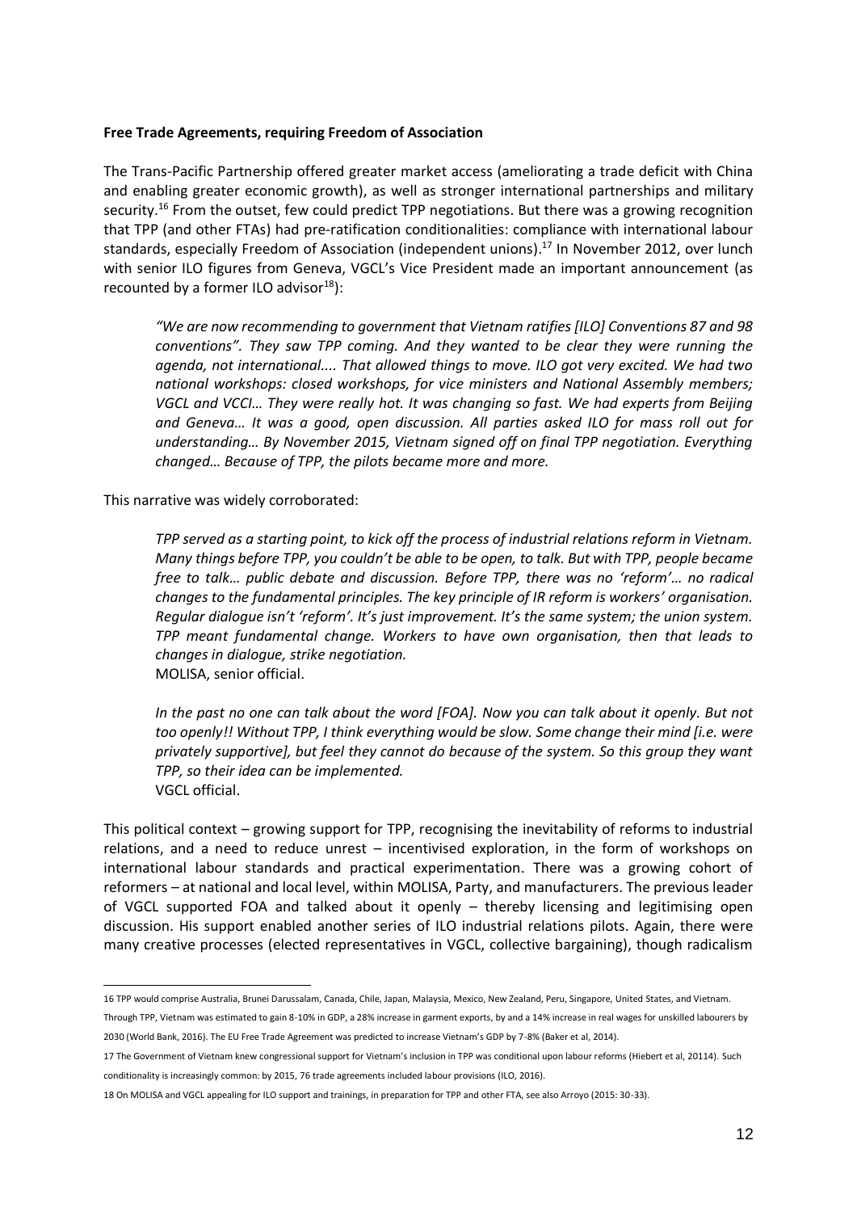**Free Trade Agreements, requiring Freedom of Association**

The Trans-Pacific Partnership offered greater market access (ameliorating a trade deficit with China and enabling greater economic growth), as well as stronger international partnerships and military security.[16] From the outset, few could predict TPP negotiations. But there was a growing recognition that TPP (and other FTAs) had pre-ratification conditionalities: compliance with international labour standards, especially Freedom of Association (independent unions).[17] In November 2012, over lunch with senior ILO figures from Geneva, VGCL's Vice President made an important announcement (as recounted by a former ILO advisor[18]):

> *"We are now recommending to government that Vietnam ratifies [ILO] Conventions 87 and 98 conventions". They saw TPP coming. And they wanted to be clear they were running the agenda, not international.... That allowed things to move. ILO got very excited. We had two national workshops: closed workshops, for vice ministers and National Assembly members; VGCL and VCCI… They were really hot. It was changing so fast. We had experts from Beijing and Geneva… It was a good, open discussion. All parties asked ILO for mass roll out for understanding… By November 2015, Vietnam signed off on final TPP negotiation. Everything changed… Because of TPP, the pilots became more and more.*

This narrative was widely corroborated:

> *TPP served as a starting point, to kick off the process of industrial relations reform in Vietnam. Many things before TPP, you couldn't be able to be open, to talk. But with TPP, people became free to talk… public debate and discussion. Before TPP, there was no 'reform'… no radical changes to the fundamental principles. The key principle of IR reform is workers' organisation. Regular dialogue isn't 'reform'. It's just improvement. It's the same system; the union system. TPP meant fundamental change. Workers to have own organisation, then that leads to changes in dialogue, strike negotiation.*
> MOLISA, senior official.

> *In the past no one can talk about the word [FOA]. Now you can talk about it openly. But not too openly!! Without TPP, I think everything would be slow. Some change their mind [i.e. were privately supportive], but feel they cannot do because of the system. So this group they want TPP, so their idea can be implemented.*
> VGCL official.

This political context – growing support for TPP, recognising the inevitability of reforms to industrial relations, and a need to reduce unrest – incentivised exploration, in the form of workshops on international labour standards and practical experimentation. There was a growing cohort of reformers – at national and local level, within MOLISA, Party, and manufacturers. The previous leader of VGCL supported FOA and talked about it openly – thereby licensing and legitimising open discussion. His support enabled another series of ILO industrial relations pilots. Again, there were many creative processes (elected representatives in VGCL, collective bargaining), though radicalism

---

16 TPP would comprise Australia, Brunei Darussalam, Canada, Chile, Japan, Malaysia, Mexico, New Zealand, Peru, Singapore, United States, and Vietnam. Through TPP, Vietnam was estimated to gain 8-10% in GDP, a 28% increase in garment exports, by and a 14% increase in real wages for unskilled labourers by 2030 (World Bank, 2016). The EU Free Trade Agreement was predicted to increase Vietnam's GDP by 7-8% (Baker et al, 2014).

17 The Government of Vietnam knew congressional support for Vietnam's inclusion in TPP was conditional upon labour reforms (Hiebert et al, 20114). Such conditionality is increasingly common: by 2015, 76 trade agreements included labour provisions (ILO, 2016).

18 On MOLISA and VGCL appealing for ILO support and trainings, in preparation for TPP and other FTA, see also Arroyo (2015: 30-33).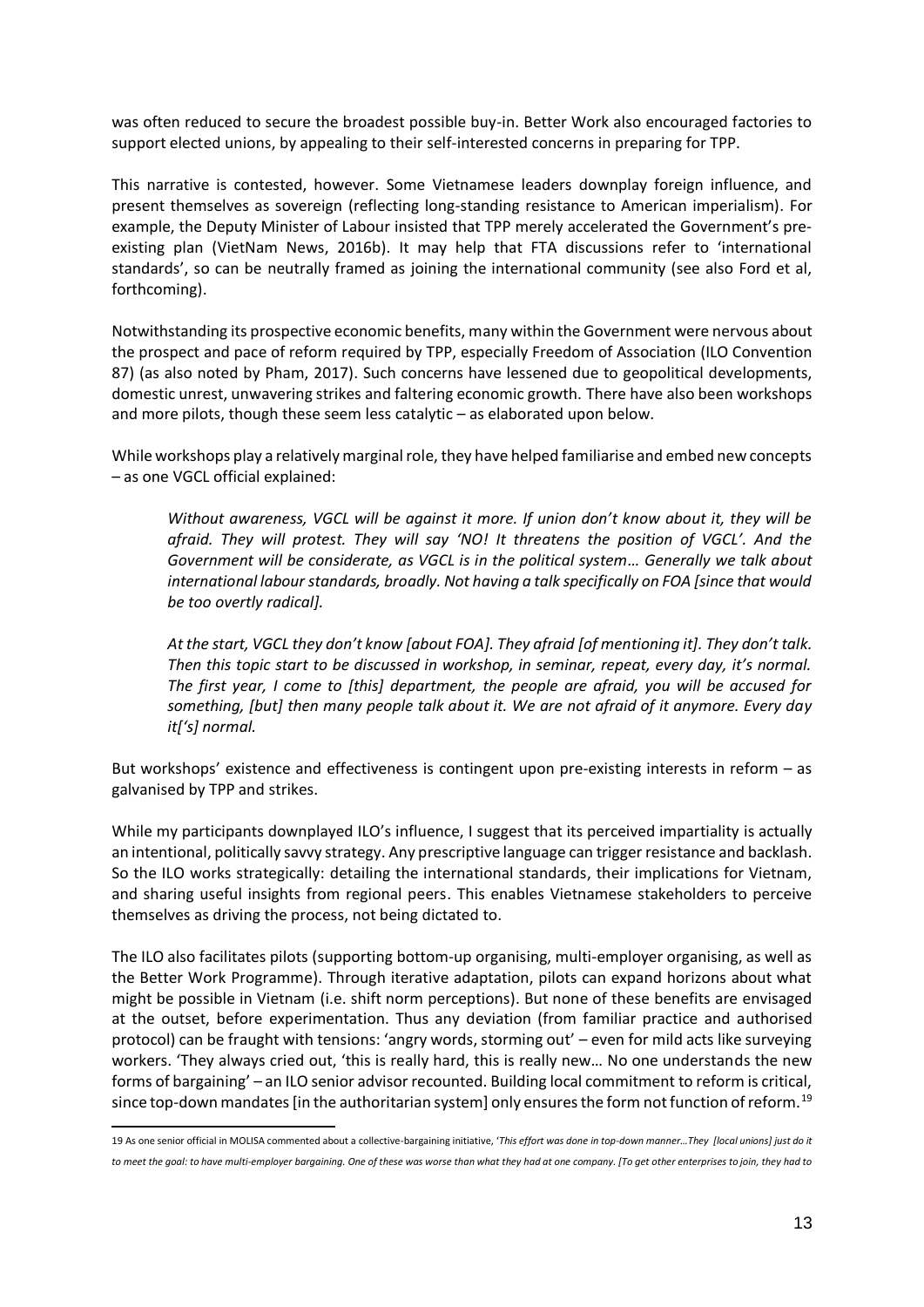was often reduced to secure the broadest possible buy-in. Better Work also encouraged factories to support elected unions, by appealing to their self-interested concerns in preparing for TPP.

This narrative is contested, however. Some Vietnamese leaders downplay foreign influence, and present themselves as sovereign (reflecting long-standing resistance to American imperialism). For example, the Deputy Minister of Labour insisted that TPP merely accelerated the Government's pre-existing plan (VietNam News, 2016b). It may help that FTA discussions refer to 'international standards', so can be neutrally framed as joining the international community (see also Ford et al, forthcoming).

Notwithstanding its prospective economic benefits, many within the Government were nervous about the prospect and pace of reform required by TPP, especially Freedom of Association (ILO Convention 87) (as also noted by Pham, 2017). Such concerns have lessened due to geopolitical developments, domestic unrest, unwavering strikes and faltering economic growth. There have also been workshops and more pilots, though these seem less catalytic – as elaborated upon below.

While workshops play a relatively marginal role, they have helped familiarise and embed new concepts – as one VGCL official explained:

> *Without awareness, VGCL will be against it more. If union don't know about it, they will be afraid. They will protest. They will say 'NO! It threatens the position of VGCL'. And the Government will be considerate, as VGCL is in the political system… Generally we talk about international labour standards, broadly. Not having a talk specifically on FOA [since that would be too overtly radical].*
>
> *At the start, VGCL they don't know [about FOA]. They afraid [of mentioning it]. They don't talk. Then this topic start to be discussed in workshop, in seminar, repeat, every day, it's normal. The first year, I come to [this] department, the people are afraid, you will be accused for something, [but] then many people talk about it. We are not afraid of it anymore. Every day it['s] normal.*

But workshops' existence and effectiveness is contingent upon pre-existing interests in reform – as galvanised by TPP and strikes.

While my participants downplayed ILO's influence, I suggest that its perceived impartiality is actually an intentional, politically savvy strategy. Any prescriptive language can trigger resistance and backlash. So the ILO works strategically: detailing the international standards, their implications for Vietnam, and sharing useful insights from regional peers. This enables Vietnamese stakeholders to perceive themselves as driving the process, not being dictated to.

The ILO also facilitates pilots (supporting bottom-up organising, multi-employer organising, as well as the Better Work Programme). Through iterative adaptation, pilots can expand horizons about what might be possible in Vietnam (i.e. shift norm perceptions). But none of these benefits are envisaged at the outset, before experimentation. Thus any deviation (from familiar practice and authorised protocol) can be fraught with tensions: 'angry words, storming out' – even for mild acts like surveying workers. 'They always cried out, 'this is really hard, this is really new… No one understands the new forms of bargaining' – an ILO senior advisor recounted. Building local commitment to reform is critical, since top-down mandates [in the authoritarian system] only ensures the form not function of reform.[19]

---

[19] As one senior official in MOLISA commented about a collective-bargaining initiative, '*This effort was done in top-down manner…They [local unions] just do it to meet the goal: to have multi-employer bargaining. One of these was worse than what they had at one company. [To get other enterprises to join, they had to*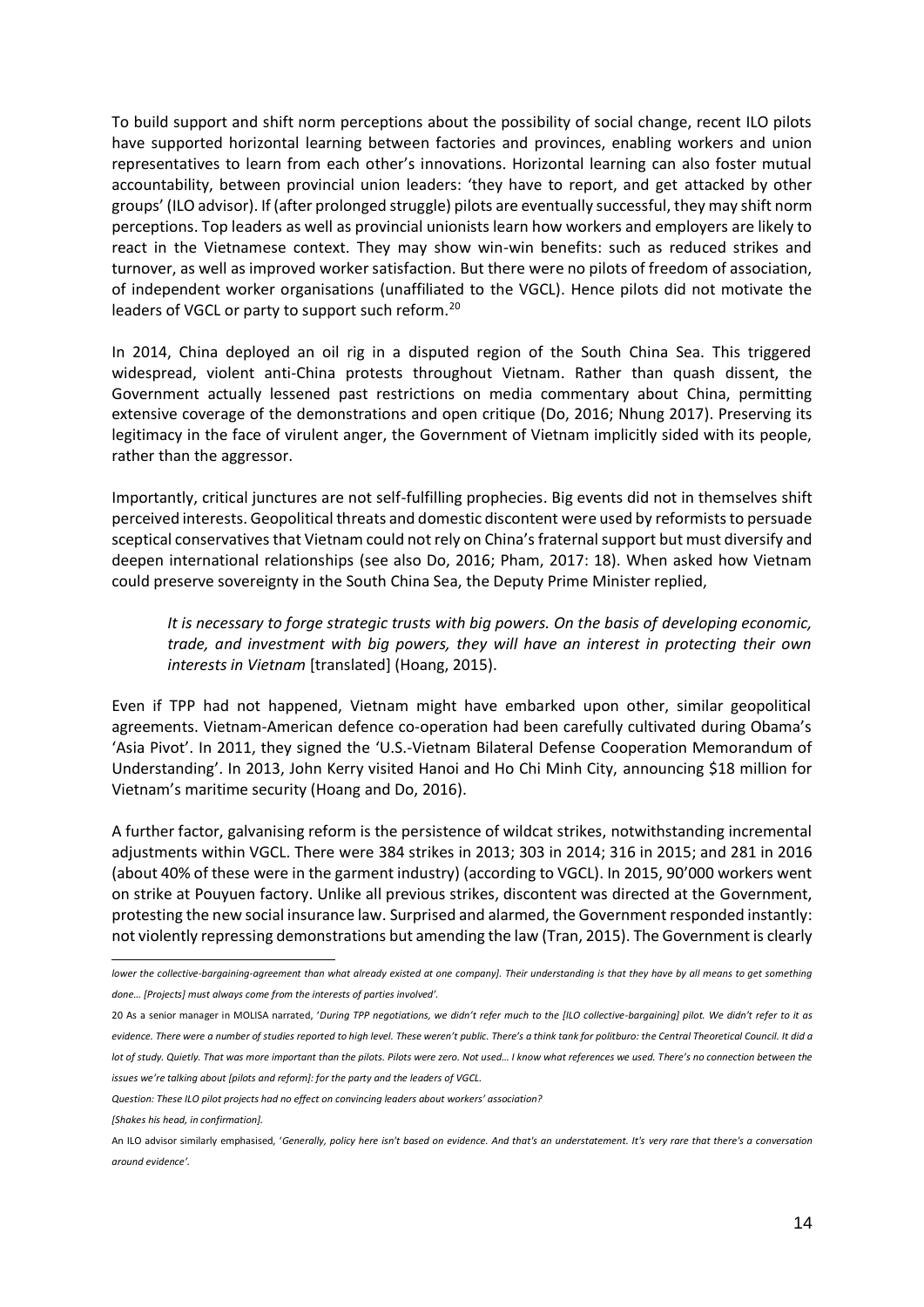To build support and shift norm perceptions about the possibility of social change, recent ILO pilots have supported horizontal learning between factories and provinces, enabling workers and union representatives to learn from each other's innovations. Horizontal learning can also foster mutual accountability, between provincial union leaders: 'they have to report, and get attacked by other groups' (ILO advisor). If (after prolonged struggle) pilots are eventually successful, they may shift norm perceptions. Top leaders as well as provincial unionists learn how workers and employers are likely to react in the Vietnamese context. They may show win-win benefits: such as reduced strikes and turnover, as well as improved worker satisfaction. But there were no pilots of freedom of association, of independent worker organisations (unaffiliated to the VGCL). Hence pilots did not motivate the leaders of VGCL or party to support such reform.[20]

In 2014, China deployed an oil rig in a disputed region of the South China Sea. This triggered widespread, violent anti-China protests throughout Vietnam. Rather than quash dissent, the Government actually lessened past restrictions on media commentary about China, permitting extensive coverage of the demonstrations and open critique (Do, 2016; Nhung 2017). Preserving its legitimacy in the face of virulent anger, the Government of Vietnam implicitly sided with its people, rather than the aggressor.

Importantly, critical junctures are not self-fulfilling prophecies. Big events did not in themselves shift perceived interests. Geopolitical threats and domestic discontent were used by reformists to persuade sceptical conservatives that Vietnam could not rely on China's fraternal support but must diversify and deepen international relationships (see also Do, 2016; Pham, 2017: 18). When asked how Vietnam could preserve sovereignty in the South China Sea, the Deputy Prime Minister replied,

> *It is necessary to forge strategic trusts with big powers. On the basis of developing economic, trade, and investment with big powers, they will have an interest in protecting their own interests in Vietnam* [translated] (Hoang, 2015).

Even if TPP had not happened, Vietnam might have embarked upon other, similar geopolitical agreements. Vietnam-American defence co-operation had been carefully cultivated during Obama's 'Asia Pivot'. In 2011, they signed the 'U.S.-Vietnam Bilateral Defense Cooperation Memorandum of Understanding'. In 2013, John Kerry visited Hanoi and Ho Chi Minh City, announcing $18 million for Vietnam's maritime security (Hoang and Do, 2016).

A further factor, galvanising reform is the persistence of wildcat strikes, notwithstanding incremental adjustments within VGCL. There were 384 strikes in 2013; 303 in 2014; 316 in 2015; and 281 in 2016 (about 40% of these were in the garment industry) (according to VGCL). In 2015, 90'000 workers went on strike at Pouyuen factory. Unlike all previous strikes, discontent was directed at the Government, protesting the new social insurance law. Surprised and alarmed, the Government responded instantly: not violently repressing demonstrations but amending the law (Tran, 2015). The Government is clearly

---

*lower the collective-bargaining-agreement than what already existed at one company]. Their understanding is that they have by all means to get something done… [Projects] must always come from the interests of parties involved'.*

20 As a senior manager in MOLISA narrated, '*During TPP negotiations, we didn't refer much to the [ILO collective-bargaining] pilot. We didn't refer to it as evidence. There were a number of studies reported to high level. These weren't public. There's a think tank for politburo: the Central Theoretical Council. It did a lot of study. Quietly. That was more important than the pilots. Pilots were zero. Not used… I know what references we used. There's no connection between the issues we're talking about [pilots and reform]: for the party and the leaders of VGCL.*

*Question: These ILO pilot projects had no effect on convincing leaders about workers' association?*

*[Shakes his head, in confirmation].*

An ILO advisor similarly emphasised, '*Generally, policy here isn't based on evidence. And that's an understatement. It's very rare that there's a conversation around evidence'.*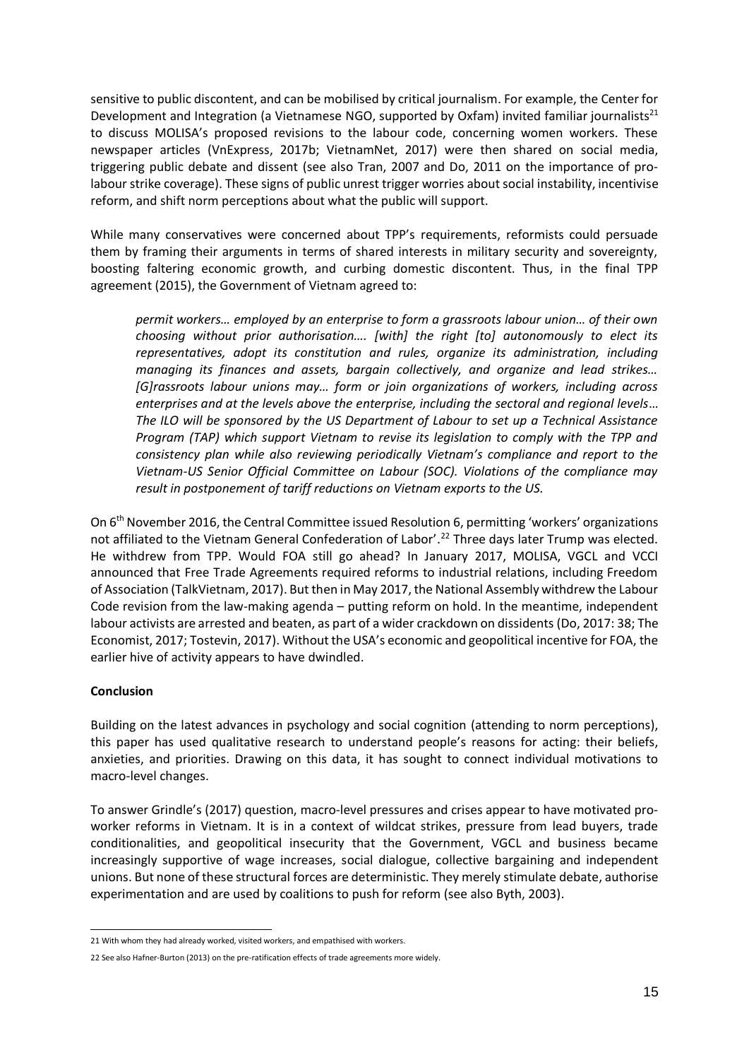sensitive to public discontent, and can be mobilised by critical journalism. For example, the Center for Development and Integration (a Vietnamese NGO, supported by Oxfam) invited familiar journalists[21] to discuss MOLISA's proposed revisions to the labour code, concerning women workers. These newspaper articles (VnExpress, 2017b; VietnamNet, 2017) were then shared on social media, triggering public debate and dissent (see also Tran, 2007 and Do, 2011 on the importance of pro-labour strike coverage). These signs of public unrest trigger worries about social instability, incentivise reform, and shift norm perceptions about what the public will support.

While many conservatives were concerned about TPP's requirements, reformists could persuade them by framing their arguments in terms of shared interests in military security and sovereignty, boosting faltering economic growth, and curbing domestic discontent. Thus, in the final TPP agreement (2015), the Government of Vietnam agreed to:

> *permit workers… employed by an enterprise to form a grassroots labour union… of their own choosing without prior authorisation…. [with] the right [to] autonomously to elect its representatives, adopt its constitution and rules, organize its administration, including managing its finances and assets, bargain collectively, and organize and lead strikes… [G]rassroots labour unions may… form or join organizations of workers, including across enterprises and at the levels above the enterprise, including the sectoral and regional levels… The ILO will be sponsored by the US Department of Labour to set up a Technical Assistance Program (TAP) which support Vietnam to revise its legislation to comply with the TPP and consistency plan while also reviewing periodically Vietnam's compliance and report to the Vietnam-US Senior Official Committee on Labour (SOC). Violations of the compliance may result in postponement of tariff reductions on Vietnam exports to the US.*

On 6th November 2016, the Central Committee issued Resolution 6, permitting 'workers' organizations not affiliated to the Vietnam General Confederation of Labor'.[22] Three days later Trump was elected. He withdrew from TPP. Would FOA still go ahead? In January 2017, MOLISA, VGCL and VCCI announced that Free Trade Agreements required reforms to industrial relations, including Freedom of Association (TalkVietnam, 2017). But then in May 2017, the National Assembly withdrew the Labour Code revision from the law-making agenda – putting reform on hold. In the meantime, independent labour activists are arrested and beaten, as part of a wider crackdown on dissidents (Do, 2017: 38; The Economist, 2017; Tostevin, 2017). Without the USA's economic and geopolitical incentive for FOA, the earlier hive of activity appears to have dwindled.

**Conclusion**

Building on the latest advances in psychology and social cognition (attending to norm perceptions), this paper has used qualitative research to understand people's reasons for acting: their beliefs, anxieties, and priorities. Drawing on this data, it has sought to connect individual motivations to macro-level changes.

To answer Grindle's (2017) question, macro-level pressures and crises appear to have motivated pro-worker reforms in Vietnam. It is in a context of wildcat strikes, pressure from lead buyers, trade conditionalities, and geopolitical insecurity that the Government, VGCL and business became increasingly supportive of wage increases, social dialogue, collective bargaining and independent unions. But none of these structural forces are deterministic. They merely stimulate debate, authorise experimentation and are used by coalitions to push for reform (see also Byth, 2003).

---

21 With whom they had already worked, visited workers, and empathised with workers.

22 See also Hafner-Burton (2013) on the pre-ratification effects of trade agreements more widely.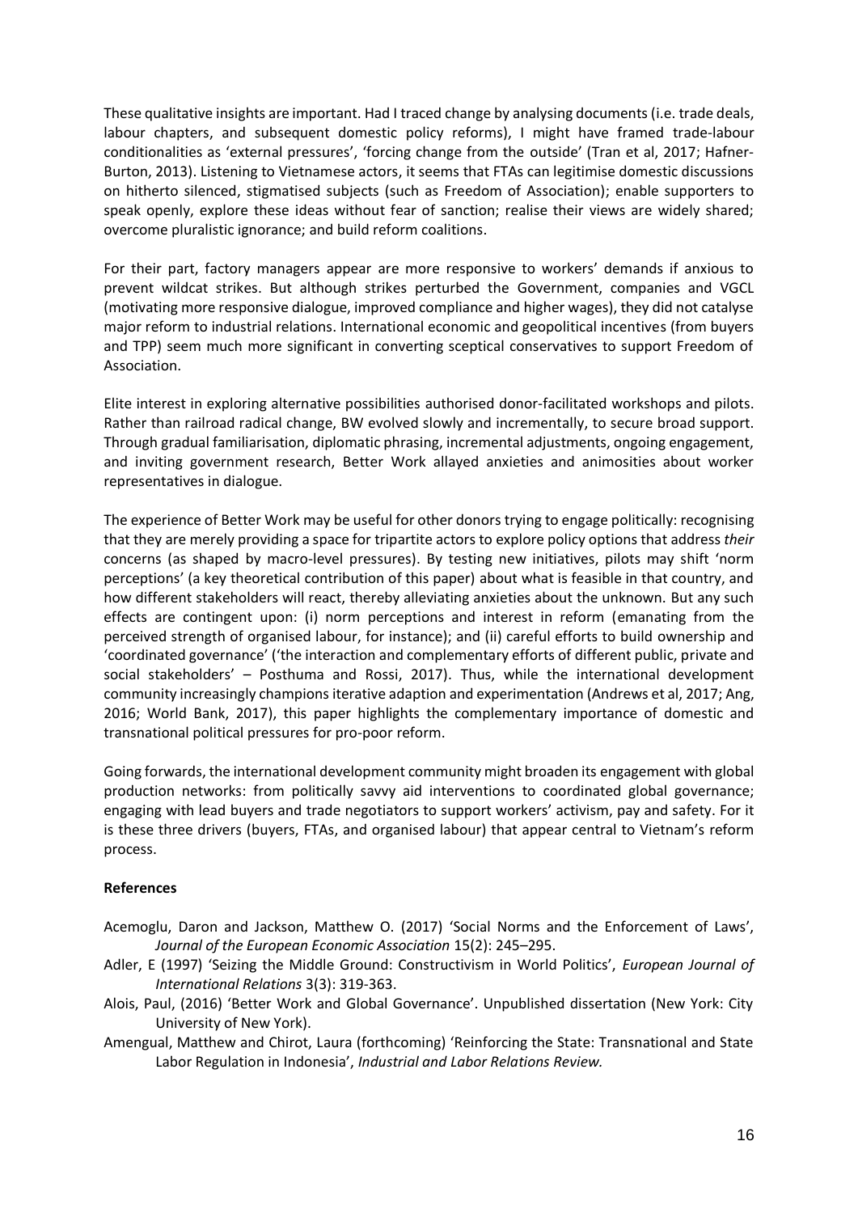These qualitative insights are important. Had I traced change by analysing documents (i.e. trade deals, labour chapters, and subsequent domestic policy reforms), I might have framed trade-labour conditionalities as 'external pressures', 'forcing change from the outside' (Tran et al, 2017; Hafner-Burton, 2013). Listening to Vietnamese actors, it seems that FTAs can legitimise domestic discussions on hitherto silenced, stigmatised subjects (such as Freedom of Association); enable supporters to speak openly, explore these ideas without fear of sanction; realise their views are widely shared; overcome pluralistic ignorance; and build reform coalitions.

For their part, factory managers appear are more responsive to workers' demands if anxious to prevent wildcat strikes. But although strikes perturbed the Government, companies and VGCL (motivating more responsive dialogue, improved compliance and higher wages), they did not catalyse major reform to industrial relations. International economic and geopolitical incentives (from buyers and TPP) seem much more significant in converting sceptical conservatives to support Freedom of Association.

Elite interest in exploring alternative possibilities authorised donor-facilitated workshops and pilots. Rather than railroad radical change, BW evolved slowly and incrementally, to secure broad support. Through gradual familiarisation, diplomatic phrasing, incremental adjustments, ongoing engagement, and inviting government research, Better Work allayed anxieties and animosities about worker representatives in dialogue.

The experience of Better Work may be useful for other donors trying to engage politically: recognising that they are merely providing a space for tripartite actors to explore policy options that address *their* concerns (as shaped by macro-level pressures). By testing new initiatives, pilots may shift 'norm perceptions' (a key theoretical contribution of this paper) about what is feasible in that country, and how different stakeholders will react, thereby alleviating anxieties about the unknown. But any such effects are contingent upon: (i) norm perceptions and interest in reform (emanating from the perceived strength of organised labour, for instance); and (ii) careful efforts to build ownership and 'coordinated governance' ('the interaction and complementary efforts of different public, private and social stakeholders' – Posthuma and Rossi, 2017). Thus, while the international development community increasingly champions iterative adaption and experimentation (Andrews et al, 2017; Ang, 2016; World Bank, 2017), this paper highlights the complementary importance of domestic and transnational political pressures for pro-poor reform.

Going forwards, the international development community might broaden its engagement with global production networks: from politically savvy aid interventions to coordinated global governance; engaging with lead buyers and trade negotiators to support workers' activism, pay and safety. For it is these three drivers (buyers, FTAs, and organised labour) that appear central to Vietnam's reform process.

**References**

Acemoglu, Daron and Jackson, Matthew O. (2017) 'Social Norms and the Enforcement of Laws', *Journal of the European Economic Association* 15(2): 245–295.

Adler, E (1997) 'Seizing the Middle Ground: Constructivism in World Politics', *European Journal of International Relations* 3(3): 319-363.

Alois, Paul, (2016) 'Better Work and Global Governance'. Unpublished dissertation (New York: City University of New York).

Amengual, Matthew and Chirot, Laura (forthcoming) 'Reinforcing the State: Transnational and State Labor Regulation in Indonesia', *Industrial and Labor Relations Review.*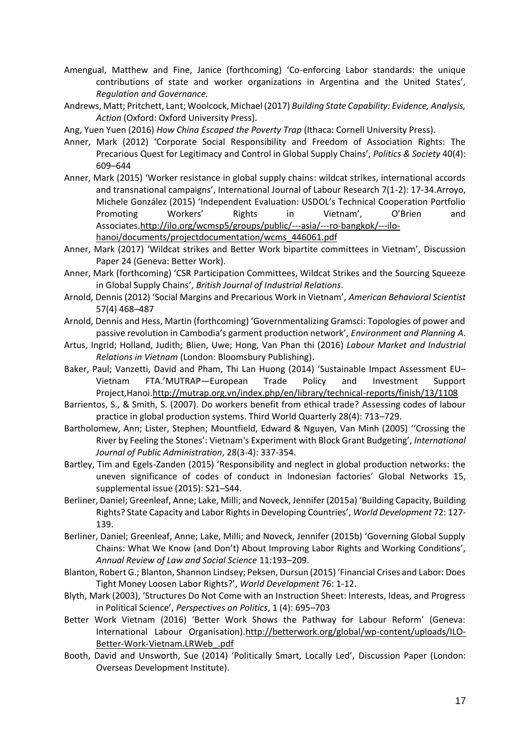Amengual, Matthew and Fine, Janice (forthcoming) 'Co-enforcing Labor standards: the unique contributions of state and worker organizations in Argentina and the United States', *Regulation and Governance.*

Andrews, Matt; Pritchett, Lant; Woolcock, Michael (2017) *Building State Capability: Evidence, Analysis, Action* (Oxford: Oxford University Press).

Ang, Yuen Yuen (2016) *How China Escaped the Poverty Trap* (Ithaca: Cornell University Press).

Anner, Mark (2012) 'Corporate Social Responsibility and Freedom of Association Rights: The Precarious Quest for Legitimacy and Control in Global Supply Chains', *Politics & Society* 40(4): 609–644

Anner, Mark (2015) 'Worker resistance in global supply chains: wildcat strikes, international accords and transnational campaigns', International Journal of Labour Research 7(1-2): 17-34.Arroyo, Michele González (2015) 'Independent Evaluation: USDOL's Technical Cooperation Portfolio Promoting Workers' Rights in Vietnam', O'Brien and Associates.http://ilo.org/wcmsp5/groups/public/---asia/---ro-bangkok/---ilo-hanoi/documents/projectdocumentation/wcms_446061.pdf

Anner, Mark (2017) 'Wildcat strikes and Better Work bipartite committees in Vietnam', Discussion Paper 24 (Geneva: Better Work).

Anner, Mark (forthcoming) 'CSR Participation Committees, Wildcat Strikes and the Sourcing Squeeze in Global Supply Chains', *British Journal of Industrial Relations*.

Arnold, Dennis (2012) 'Social Margins and Precarious Work in Vietnam', *American Behavioral Scientist* 57(4) 468–487

Arnold, Dennis and Hess, Martin (forthcoming) 'Governmentalizing Gramsci: Topologies of power and passive revolution in Cambodia's garment production network', *Environment and Planning A*.

Artus, Ingrid; Holland, Judith; Blien, Uwe; Hong, Van Phan thi (2016) *Labour Market and Industrial Relations in Vietnam* (London: Bloomsbury Publishing).

Baker, Paul; Vanzetti, David and Pham, Thi Lan Huong (2014) 'Sustainable Impact Assessment EU–Vietnam FTA.'MUTRAP—European Trade Policy and Investment Support Project,Hanoi.http://mutrap.org.vn/index.php/en/library/technical-reports/finish/13/1108

Barrientos, S., & Smith, S. (2007). Do workers benefit from ethical trade? Assessing codes of labour practice in global production systems. Third World Quarterly 28(4): 713–729.

Bartholomew, Ann; Lister, Stephen; Mountfield, Edward & Nguyen, Van Minh (2005) ''Crossing the River by Feeling the Stones': Vietnam's Experiment with Block Grant Budgeting', *International Journal of Public Administration*, 28(3-4): 337-354.

Bartley, Tim and Egels-Zanden (2015) 'Responsibility and neglect in global production networks: the uneven significance of codes of conduct in Indonesian factories' Global Networks 15, supplemental issue (2015): S21–S44.

Berliner, Daniel; Greenleaf, Anne; Lake, Milli; and Noveck, Jennifer (2015a) 'Building Capacity, Building Rights? State Capacity and Labor Rights in Developing Countries', *World Development* 72: 127-139.

Berliner, Daniel; Greenleaf, Anne; Lake, Milli; and Noveck, Jennifer (2015b) 'Governing Global Supply Chains: What We Know (and Don't) About Improving Labor Rights and Working Conditions', *Annual Review of Law and Social Science* 11:193–209.

Blanton, Robert G.; Blanton, Shannon Lindsey; Peksen, Dursun (2015) 'Financial Crises and Labor: Does Tight Money Loosen Labor Rights?', *World Development* 76: 1-12.

Blyth, Mark (2003), 'Structures Do Not Come with an Instruction Sheet: Interests, Ideas, and Progress in Political Science', *Perspectives on Politics*, 1 (4): 695–703

Better Work Vietnam (2016) 'Better Work Shows the Pathway for Labour Reform' (Geneva: International Labour Organisation).http://betterwork.org/global/wp-content/uploads/ILO-Better-Work-Vietnam.LRWeb_.pdf

Booth, David and Unsworth, Sue (2014) 'Politically Smart, Locally Led', Discussion Paper (London: Overseas Development Institute).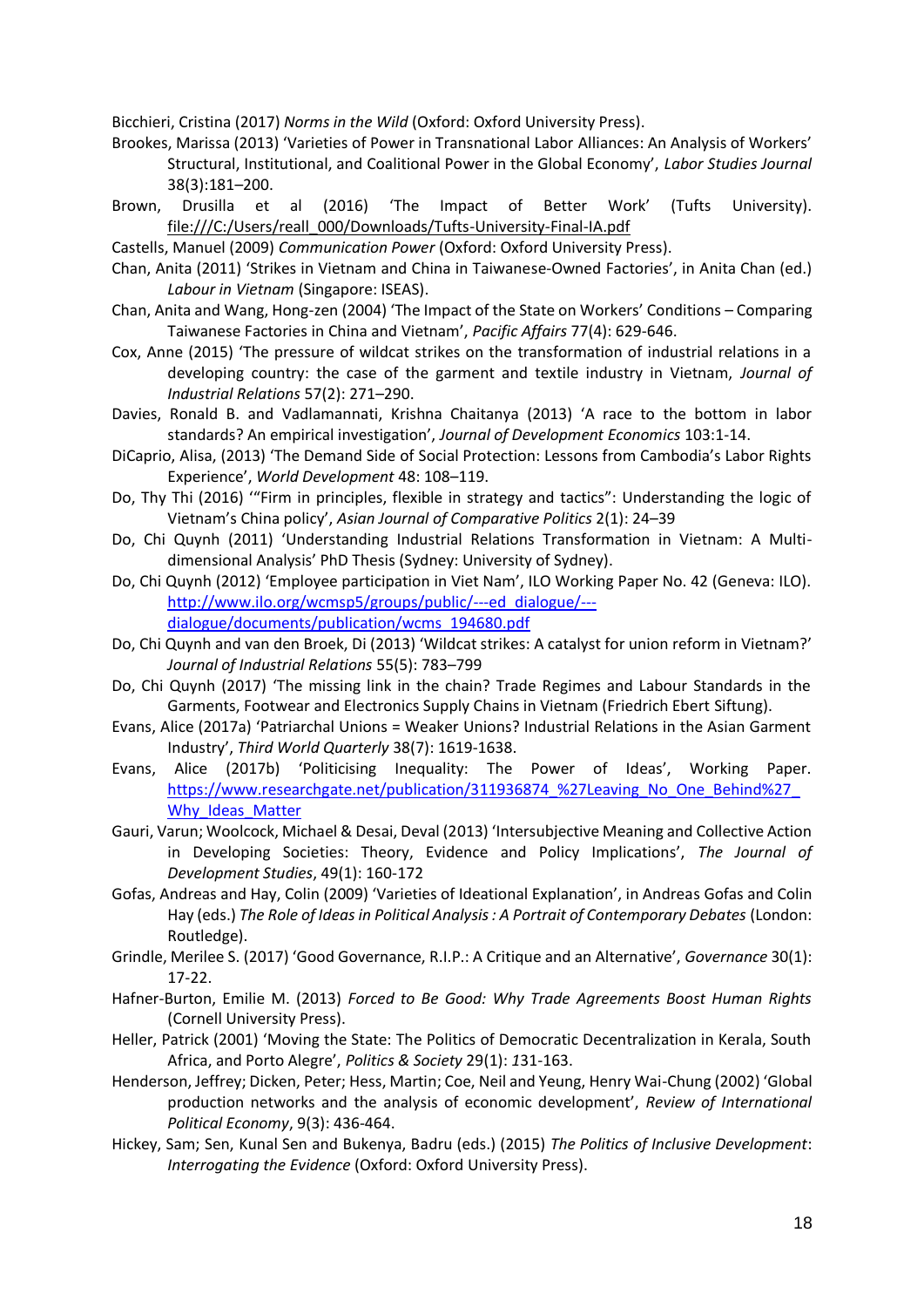Bicchieri, Cristina (2017) *Norms in the Wild* (Oxford: Oxford University Press).

Brookes, Marissa (2013) 'Varieties of Power in Transnational Labor Alliances: An Analysis of Workers' Structural, Institutional, and Coalitional Power in the Global Economy', *Labor Studies Journal* 38(3):181–200.

Brown, Drusilla et al (2016) 'The Impact of Better Work' (Tufts University). file:///C:/Users/reall_000/Downloads/Tufts-University-Final-IA.pdf

Castells, Manuel (2009) *Communication Power* (Oxford: Oxford University Press).

Chan, Anita (2011) 'Strikes in Vietnam and China in Taiwanese-Owned Factories', in Anita Chan (ed.) *Labour in Vietnam* (Singapore: ISEAS).

Chan, Anita and Wang, Hong-zen (2004) 'The Impact of the State on Workers' Conditions – Comparing Taiwanese Factories in China and Vietnam', *Pacific Affairs* 77(4): 629-646.

Cox, Anne (2015) 'The pressure of wildcat strikes on the transformation of industrial relations in a developing country: the case of the garment and textile industry in Vietnam, *Journal of Industrial Relations* 57(2): 271–290.

Davies, Ronald B. and Vadlamannati, Krishna Chaitanya (2013) 'A race to the bottom in labor standards? An empirical investigation', *Journal of Development Economics* 103:1-14.

DiCaprio, Alisa, (2013) 'The Demand Side of Social Protection: Lessons from Cambodia's Labor Rights Experience', *World Development* 48: 108–119.

Do, Thy Thi (2016) '"Firm in principles, flexible in strategy and tactics": Understanding the logic of Vietnam's China policy', *Asian Journal of Comparative Politics* 2(1): 24–39

Do, Chi Quynh (2011) 'Understanding Industrial Relations Transformation in Vietnam: A Multi-dimensional Analysis' PhD Thesis (Sydney: University of Sydney).

Do, Chi Quynh (2012) 'Employee participation in Viet Nam', ILO Working Paper No. 42 (Geneva: ILO). http://www.ilo.org/wcmsp5/groups/public/---ed_dialogue/---dialogue/documents/publication/wcms_194680.pdf

Do, Chi Quynh and van den Broek, Di (2013) 'Wildcat strikes: A catalyst for union reform in Vietnam?' *Journal of Industrial Relations* 55(5): 783–799

Do, Chi Quynh (2017) 'The missing link in the chain? Trade Regimes and Labour Standards in the Garments, Footwear and Electronics Supply Chains in Vietnam (Friedrich Ebert Siftung).

Evans, Alice (2017a) 'Patriarchal Unions = Weaker Unions? Industrial Relations in the Asian Garment Industry', *Third World Quarterly* 38(7): 1619-1638.

Evans, Alice (2017b) 'Politicising Inequality: The Power of Ideas', Working Paper. https://www.researchgate.net/publication/311936874_%27Leaving_No_One_Behind%27_Why_Ideas_Matter

Gauri, Varun; Woolcock, Michael & Desai, Deval (2013) 'Intersubjective Meaning and Collective Action in Developing Societies: Theory, Evidence and Policy Implications', *The Journal of Development Studies*, 49(1): 160-172

Gofas, Andreas and Hay, Colin (2009) 'Varieties of Ideational Explanation', in Andreas Gofas and Colin Hay (eds.) *The Role of Ideas in Political Analysis : A Portrait of Contemporary Debates* (London: Routledge).

Grindle, Merilee S. (2017) 'Good Governance, R.I.P.: A Critique and an Alternative', *Governance* 30(1): 17-22.

Hafner-Burton, Emilie M. (2013) *Forced to Be Good: Why Trade Agreements Boost Human Rights* (Cornell University Press).

Heller, Patrick (2001) 'Moving the State: The Politics of Democratic Decentralization in Kerala, South Africa, and Porto Alegre', *Politics & Society* 29(1): 131-163.

Henderson, Jeffrey; Dicken, Peter; Hess, Martin; Coe, Neil and Yeung, Henry Wai-Chung (2002) 'Global production networks and the analysis of economic development', *Review of International Political Economy*, 9(3): 436-464.

Hickey, Sam; Sen, Kunal Sen and Bukenya, Badru (eds.) (2015) *The Politics of Inclusive Development: Interrogating the Evidence* (Oxford: Oxford University Press).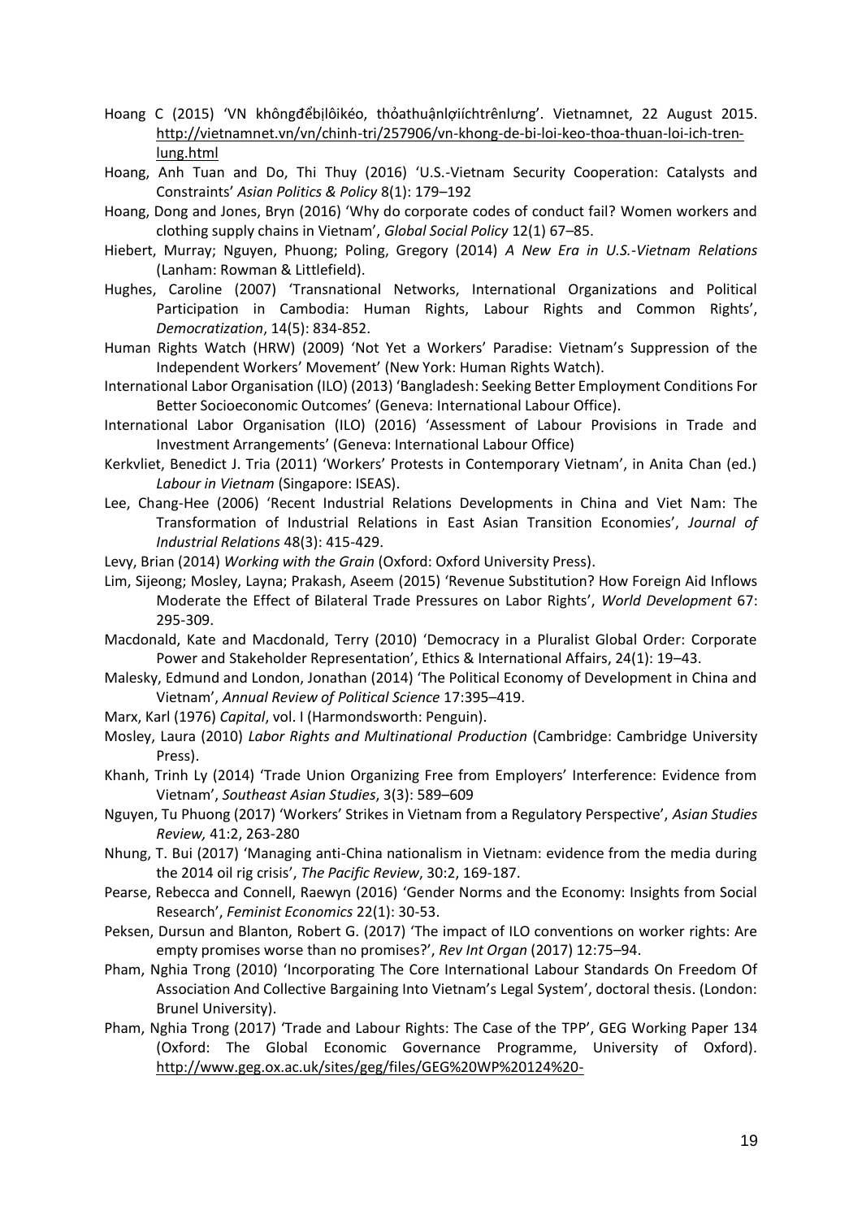Hoang C (2015) 'VN khôngđểbịlôikéo, thỏathuậnlợiíchtrênlưng'. Vietnamnet, 22 August 2015. http://vietnamnet.vn/vn/chinh-tri/257906/vn-khong-de-bi-loi-keo-thoa-thuan-loi-ich-tren-lung.html

Hoang, Anh Tuan and Do, Thi Thuy (2016) 'U.S.-Vietnam Security Cooperation: Catalysts and Constraints' *Asian Politics & Policy* 8(1): 179–192

Hoang, Dong and Jones, Bryn (2016) 'Why do corporate codes of conduct fail? Women workers and clothing supply chains in Vietnam', *Global Social Policy* 12(1) 67–85.

Hiebert, Murray; Nguyen, Phuong; Poling, Gregory (2014) *A New Era in U.S.-Vietnam Relations* (Lanham: Rowman & Littlefield).

Hughes, Caroline (2007) 'Transnational Networks, International Organizations and Political Participation in Cambodia: Human Rights, Labour Rights and Common Rights', *Democratization*, 14(5): 834-852.

Human Rights Watch (HRW) (2009) 'Not Yet a Workers' Paradise: Vietnam's Suppression of the Independent Workers' Movement' (New York: Human Rights Watch).

International Labor Organisation (ILO) (2013) 'Bangladesh: Seeking Better Employment Conditions For Better Socioeconomic Outcomes' (Geneva: International Labour Office).

International Labor Organisation (ILO) (2016) 'Assessment of Labour Provisions in Trade and Investment Arrangements' (Geneva: International Labour Office)

Kerkvliet, Benedict J. Tria (2011) 'Workers' Protests in Contemporary Vietnam', in Anita Chan (ed.) *Labour in Vietnam* (Singapore: ISEAS).

Lee, Chang-Hee (2006) 'Recent Industrial Relations Developments in China and Viet Nam: The Transformation of Industrial Relations in East Asian Transition Economies', *Journal of Industrial Relations* 48(3): 415-429.

Levy, Brian (2014) *Working with the Grain* (Oxford: Oxford University Press).

Lim, Sijeong; Mosley, Layna; Prakash, Aseem (2015) 'Revenue Substitution? How Foreign Aid Inflows Moderate the Effect of Bilateral Trade Pressures on Labor Rights', *World Development* 67: 295-309.

Macdonald, Kate and Macdonald, Terry (2010) 'Democracy in a Pluralist Global Order: Corporate Power and Stakeholder Representation', Ethics & International Affairs, 24(1): 19–43.

Malesky, Edmund and London, Jonathan (2014) 'The Political Economy of Development in China and Vietnam', *Annual Review of Political Science* 17:395–419.

Marx, Karl (1976) *Capital*, vol. I (Harmondsworth: Penguin).

Mosley, Laura (2010) *Labor Rights and Multinational Production* (Cambridge: Cambridge University Press).

Khanh, Trinh Ly (2014) 'Trade Union Organizing Free from Employers' Interference: Evidence from Vietnam', *Southeast Asian Studies*, 3(3): 589–609

Nguyen, Tu Phuong (2017) 'Workers' Strikes in Vietnam from a Regulatory Perspective', *Asian Studies Review,* 41:2, 263-280

Nhung, T. Bui (2017) 'Managing anti-China nationalism in Vietnam: evidence from the media during the 2014 oil rig crisis', *The Pacific Review*, 30:2, 169-187.

Pearse, Rebecca and Connell, Raewyn (2016) 'Gender Norms and the Economy: Insights from Social Research', *Feminist Economics* 22(1): 30-53.

Peksen, Dursun and Blanton, Robert G. (2017) 'The impact of ILO conventions on worker rights: Are empty promises worse than no promises?', *Rev Int Organ* (2017) 12:75–94.

Pham, Nghia Trong (2010) 'Incorporating The Core International Labour Standards On Freedom Of Association And Collective Bargaining Into Vietnam's Legal System', doctoral thesis. (London: Brunel University).

Pham, Nghia Trong (2017) 'Trade and Labour Rights: The Case of the TPP', GEG Working Paper 134 (Oxford: The Global Economic Governance Programme, University of Oxford). http://www.geg.ox.ac.uk/sites/geg/files/GEG%20WP%20124%20-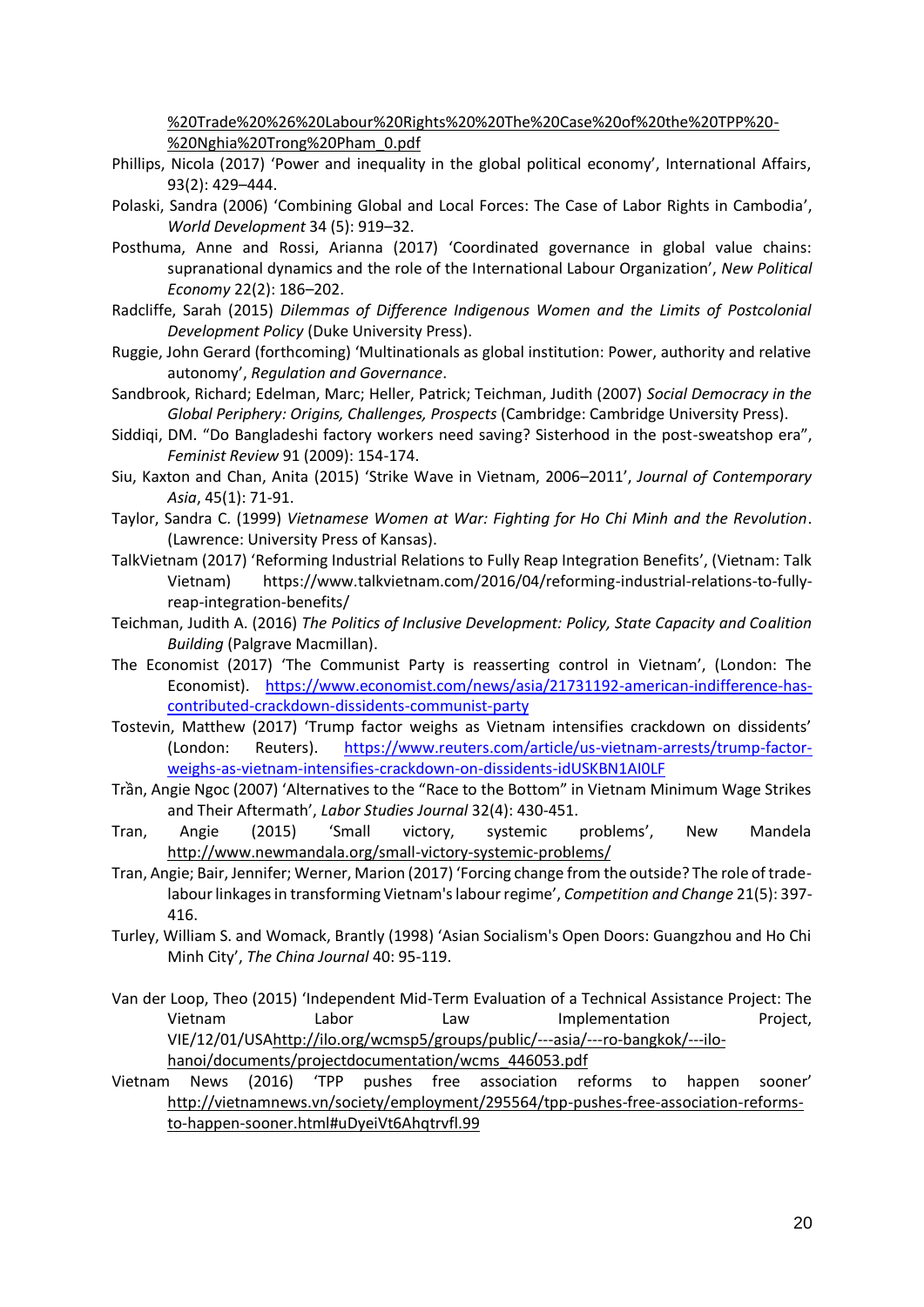%20Trade%20%26%20Labour%20Rights%20%20The%20Case%20of%20the%20TPP%20-%20Nghia%20Trong%20Pham_0.pdf

Phillips, Nicola (2017) 'Power and inequality in the global political economy', International Affairs, 93(2): 429–444.

Polaski, Sandra (2006) 'Combining Global and Local Forces: The Case of Labor Rights in Cambodia', *World Development* 34 (5): 919–32.

Posthuma, Anne and Rossi, Arianna (2017) 'Coordinated governance in global value chains: supranational dynamics and the role of the International Labour Organization', *New Political Economy* 22(2): 186–202.

Radcliffe, Sarah (2015) *Dilemmas of Difference Indigenous Women and the Limits of Postcolonial Development Policy* (Duke University Press).

Ruggie, John Gerard (forthcoming) 'Multinationals as global institution: Power, authority and relative autonomy', *Regulation and Governance*.

Sandbrook, Richard; Edelman, Marc; Heller, Patrick; Teichman, Judith (2007) *Social Democracy in the Global Periphery: Origins, Challenges, Prospects* (Cambridge: Cambridge University Press).

Siddiqi, DM. "Do Bangladeshi factory workers need saving? Sisterhood in the post-sweatshop era", *Feminist Review* 91 (2009): 154-174.

Siu, Kaxton and Chan, Anita (2015) 'Strike Wave in Vietnam, 2006–2011', *Journal of Contemporary Asia*, 45(1): 71-91.

Taylor, Sandra C. (1999) *Vietnamese Women at War: Fighting for Ho Chi Minh and the Revolution*. (Lawrence: University Press of Kansas).

TalkVietnam (2017) 'Reforming Industrial Relations to Fully Reap Integration Benefits', (Vietnam: Talk Vietnam) https://www.talkvietnam.com/2016/04/reforming-industrial-relations-to-fully-reap-integration-benefits/

Teichman, Judith A. (2016) *The Politics of Inclusive Development: Policy, State Capacity and Coalition Building* (Palgrave Macmillan).

The Economist (2017) 'The Communist Party is reasserting control in Vietnam', (London: The Economist). https://www.economist.com/news/asia/21731192-american-indifference-has-contributed-crackdown-dissidents-communist-party

Tostevin, Matthew (2017) 'Trump factor weighs as Vietnam intensifies crackdown on dissidents' (London: Reuters). https://www.reuters.com/article/us-vietnam-arrests/trump-factor-weighs-as-vietnam-intensifies-crackdown-on-dissidents-idUSKBN1AI0LF

Trần, Angie Ngoc (2007) 'Alternatives to the "Race to the Bottom" in Vietnam Minimum Wage Strikes and Their Aftermath', *Labor Studies Journal* 32(4): 430-451.

Tran, Angie (2015) 'Small victory, systemic problems', New Mandela http://www.newmandala.org/small-victory-systemic-problems/

Tran, Angie; Bair, Jennifer; Werner, Marion (2017) 'Forcing change from the outside? The role of trade-labour linkages in transforming Vietnam's labour regime', *Competition and Change* 21(5): 397-416.

Turley, William S. and Womack, Brantly (1998) 'Asian Socialism's Open Doors: Guangzhou and Ho Chi Minh City', *The China Journal* 40: 95-119.

Van der Loop, Theo (2015) 'Independent Mid-Term Evaluation of a Technical Assistance Project: The Vietnam Labor Law Implementation Project, VIE/12/01/USAhttp://ilo.org/wcmsp5/groups/public/---asia/---ro-bangkok/---ilo-hanoi/documents/projectdocumentation/wcms_446053.pdf

Vietnam News (2016) 'TPP pushes free association reforms to happen sooner' http://vietnamnews.vn/society/employment/295564/tpp-pushes-free-association-reforms-to-happen-sooner.html#uDyeiVt6Ahqtrvfl.99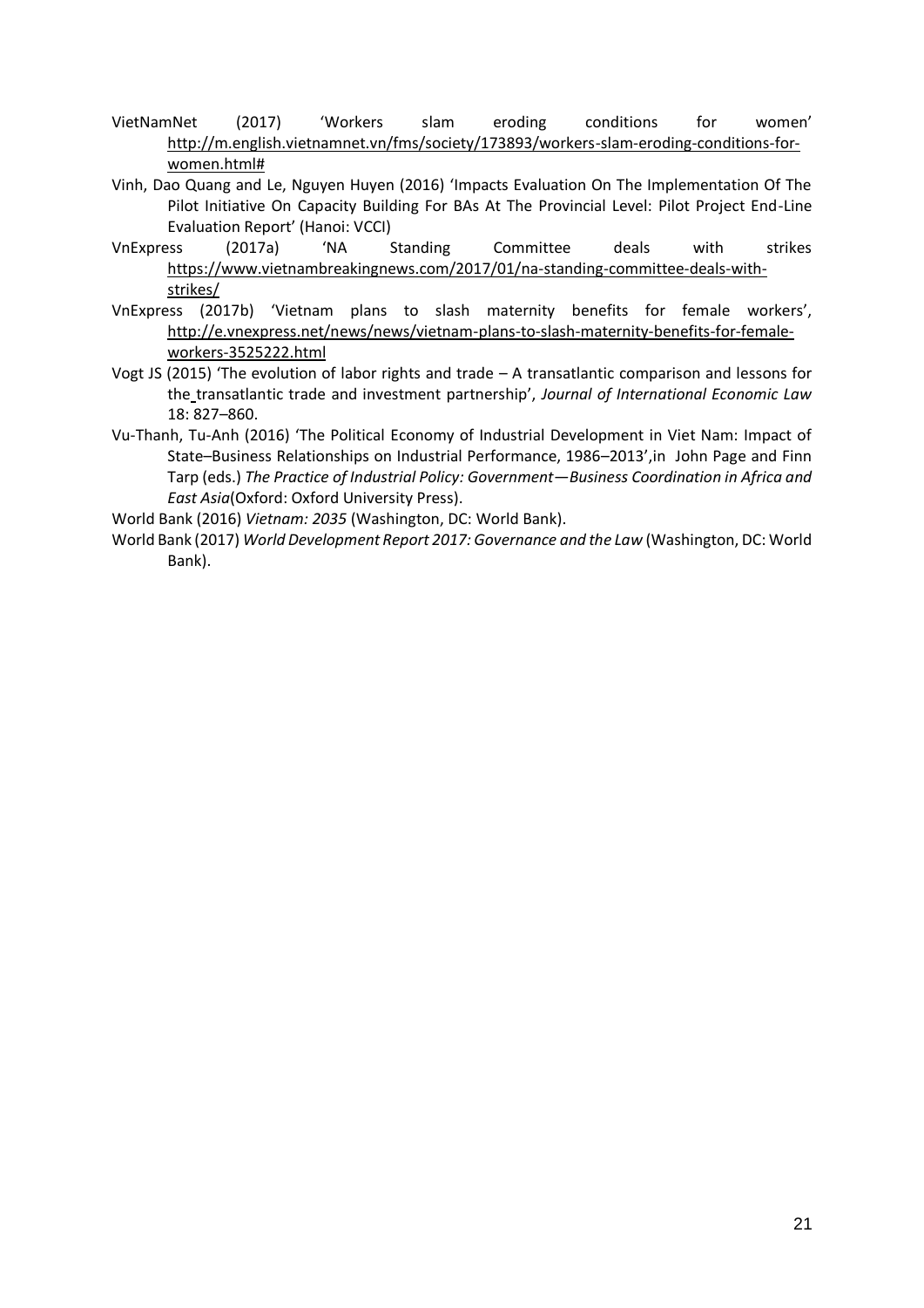VietNamNet (2017) 'Workers slam eroding conditions for women' http://m.english.vietnamnet.vn/fms/society/173893/workers-slam-eroding-conditions-for-women.html#

Vinh, Dao Quang and Le, Nguyen Huyen (2016) 'Impacts Evaluation On The Implementation Of The Pilot Initiative On Capacity Building For BAs At The Provincial Level: Pilot Project End-Line Evaluation Report' (Hanoi: VCCI)

VnExpress (2017a) 'NA Standing Committee deals with strikes https://www.vietnambreakingnews.com/2017/01/na-standing-committee-deals-with-strikes/

VnExpress (2017b) 'Vietnam plans to slash maternity benefits for female workers', http://e.vnexpress.net/news/news/vietnam-plans-to-slash-maternity-benefits-for-female-workers-3525222.html

Vogt JS (2015) 'The evolution of labor rights and trade – A transatlantic comparison and lessons for the transatlantic trade and investment partnership', *Journal of International Economic Law* 18: 827–860.

Vu-Thanh, Tu-Anh (2016) 'The Political Economy of Industrial Development in Viet Nam: Impact of State–Business Relationships on Industrial Performance, 1986–2013',in John Page and Finn Tarp (eds.) *The Practice of Industrial Policy: Government—Business Coordination in Africa and East Asia*(Oxford: Oxford University Press).

World Bank (2016) *Vietnam: 2035* (Washington, DC: World Bank).

World Bank (2017) *World Development Report 2017: Governance and the Law* (Washington, DC: World Bank).